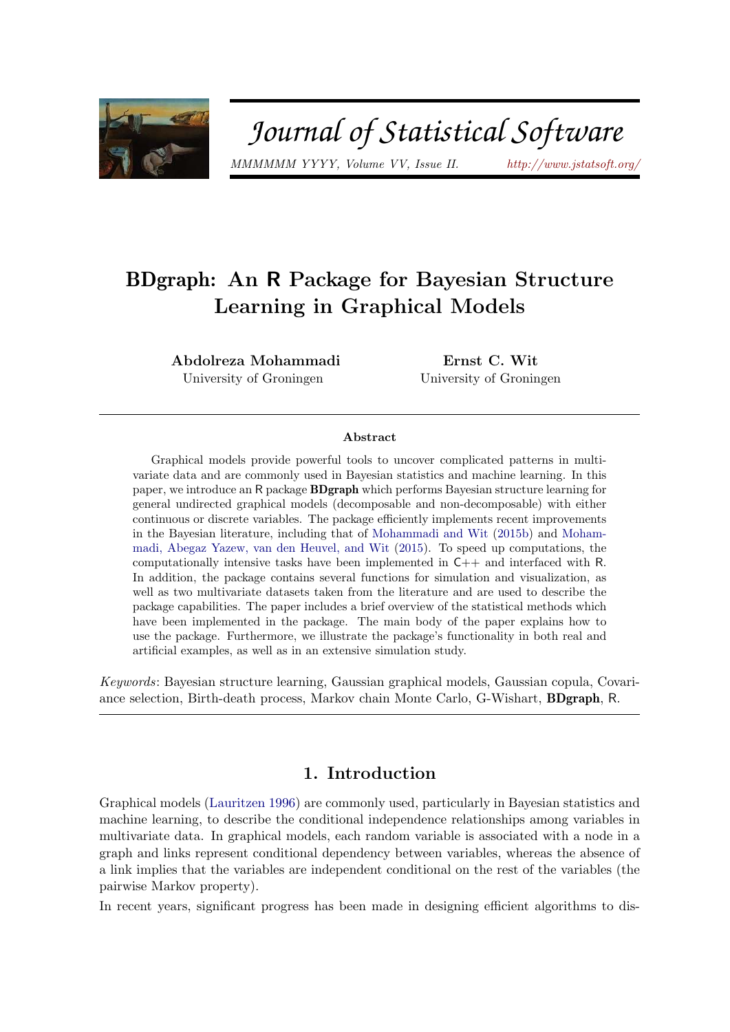# BDgraph: An R Package for Bayesian Structure Learning in Graphical Models

**Abdolreza Mohammadi**
University of Groningen

**Ernst C. Wit**
University of Groningen

## Abstract

Graphical models provide powerful tools to uncover complicated patterns in multivariate data and are commonly used in Bayesian statistics and machine learning. In this paper, we introduce an R package **BDgraph** which performs Bayesian structure learning for general undirected graphical models (decomposable and non-decomposable) with either continuous or discrete variables. The package efficiently implements recent improvements in the Bayesian literature, including that of Mohammadi and Wit (2015b) and Mohammadi, Abegaz Yazew, van den Heuvel, and Wit (2015). To speed up computations, the computationally intensive tasks have been implemented in C++ and interfaced with R. In addition, the package contains several functions for simulation and visualization, as well as two multivariate datasets taken from the literature and are used to describe the package capabilities. The paper includes a brief overview of the statistical methods which have been implemented in the package. The main body of the paper explains how to use the package. Furthermore, we illustrate the package's functionality in both real and artificial examples, as well as in an extensive simulation study.

*Keywords*: Bayesian structure learning, Gaussian graphical models, Gaussian copula, Covariance selection, Birth-death process, Markov chain Monte Carlo, G-Wishart, **BDgraph**, R.

## 1. Introduction

Graphical models (Lauritzen 1996) are commonly used, particularly in Bayesian statistics and machine learning, to describe the conditional independence relationships among variables in multivariate data. In graphical models, each random variable is associated with a node in a graph and links represent conditional dependency between variables, whereas the absence of a link implies that the variables are independent conditional on the rest of the variables (the pairwise Markov property).

In recent years, significant progress has been made in designing efficient algorithms to dis-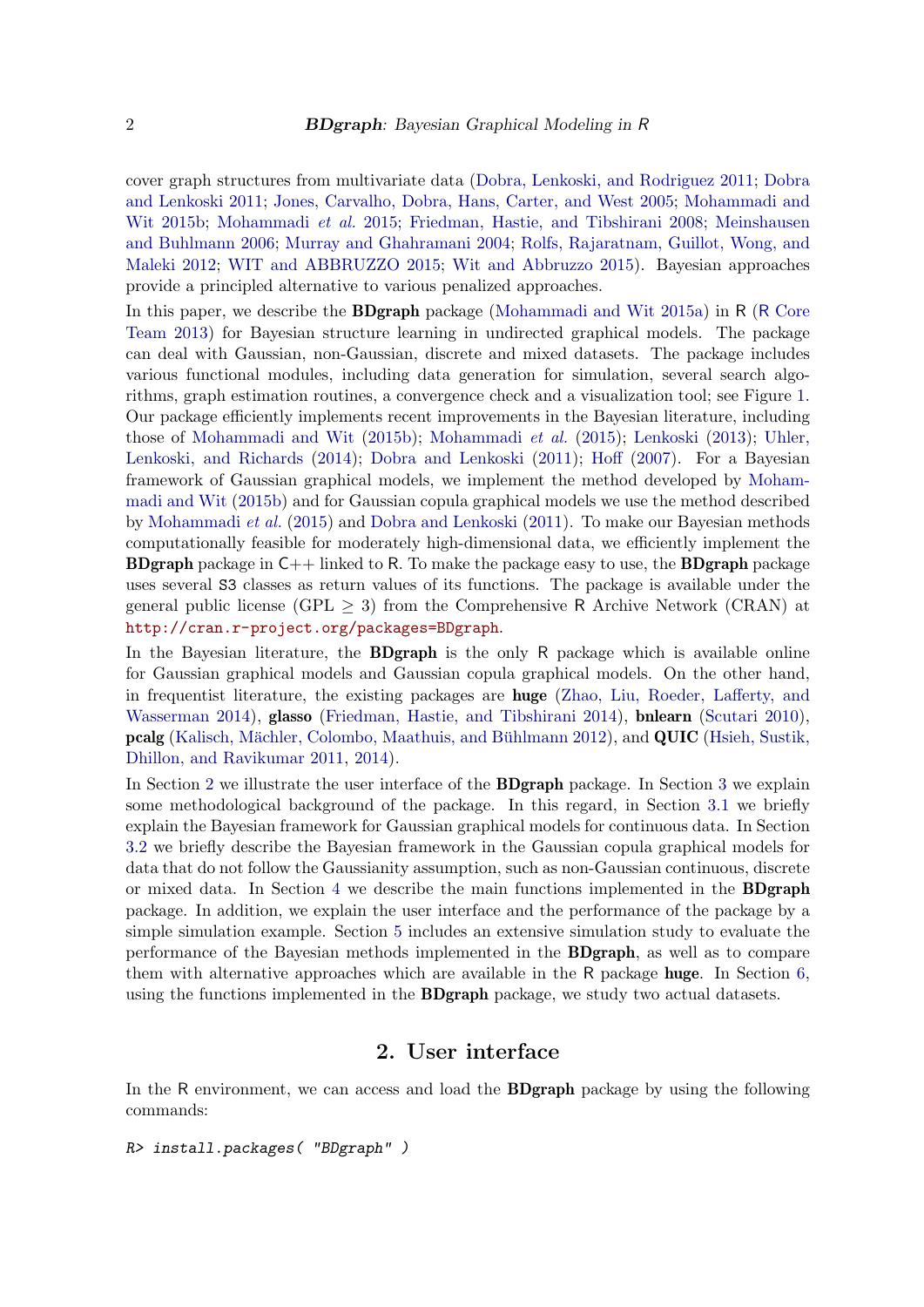cover graph structures from multivariate data (Dobra, Lenkoski, and Rodriguez 2011; Dobra and Lenkoski 2011; Jones, Carvalho, Dobra, Hans, Carter, and West 2005; Mohammadi and Wit 2015b; Mohammadi *et al.* 2015; Friedman, Hastie, and Tibshirani 2008; Meinshausen and Buhlmann 2006; Murray and Ghahramani 2004; Rolfs, Rajaratnam, Guillot, Wong, and Maleki 2012; WIT and ABBRUZZO 2015; Wit and Abbruzzo 2015). Bayesian approaches provide a principled alternative to various penalized approaches.

In this paper, we describe the **BDgraph** package (Mohammadi and Wit 2015a) in R (R Core Team 2013) for Bayesian structure learning in undirected graphical models. The package can deal with Gaussian, non-Gaussian, discrete and mixed datasets. The package includes various functional modules, including data generation for simulation, several search algorithms, graph estimation routines, a convergence check and a visualization tool; see Figure 1. Our package efficiently implements recent improvements in the Bayesian literature, including those of Mohammadi and Wit (2015b); Mohammadi *et al.* (2015); Lenkoski (2013); Uhler, Lenkoski, and Richards (2014); Dobra and Lenkoski (2011); Hoff (2007). For a Bayesian framework of Gaussian graphical models, we implement the method developed by Mohammadi and Wit (2015b) and for Gaussian copula graphical models we use the method described by Mohammadi *et al.* (2015) and Dobra and Lenkoski (2011). To make our Bayesian methods computationally feasible for moderately high-dimensional data, we efficiently implement the **BDgraph** package in C++ linked to R. To make the package easy to use, the **BDgraph** package uses several S3 classes as return values of its functions. The package is available under the general public license (GPL $\geq$ 3) from the Comprehensive R Archive Network (CRAN) at http://cran.r-project.org/packages=BDgraph.

In the Bayesian literature, the **BDgraph** is the only R package which is available online for Gaussian graphical models and Gaussian copula graphical models. On the other hand, in frequentist literature, the existing packages are **huge** (Zhao, Liu, Roeder, Lafferty, and Wasserman 2014), **glasso** (Friedman, Hastie, and Tibshirani 2014), **bnlearn** (Scutari 2010), **pcalg** (Kalisch, Mächler, Colombo, Maathuis, and Bühlmann 2012), and **QUIC** (Hsieh, Sustik, Dhillon, and Ravikumar 2011, 2014).

In Section 2 we illustrate the user interface of the **BDgraph** package. In Section 3 we explain some methodological background of the package. In this regard, in Section 3.1 we briefly explain the Bayesian framework for Gaussian graphical models for continuous data. In Section 3.2 we briefly describe the Bayesian framework in the Gaussian copula graphical models for data that do not follow the Gaussianity assumption, such as non-Gaussian continuous, discrete or mixed data. In Section 4 we describe the main functions implemented in the **BDgraph** package. In addition, we explain the user interface and the performance of the package by a simple simulation example. Section 5 includes an extensive simulation study to evaluate the performance of the Bayesian methods implemented in the **BDgraph**, as well as to compare them with alternative approaches which are available in the R package **huge**. In Section 6, using the functions implemented in the **BDgraph** package, we study two actual datasets.

## 2. User interface

In the R environment, we can access and load the **BDgraph** package by using the following commands:

```
R> install.packages( "BDgraph" )
```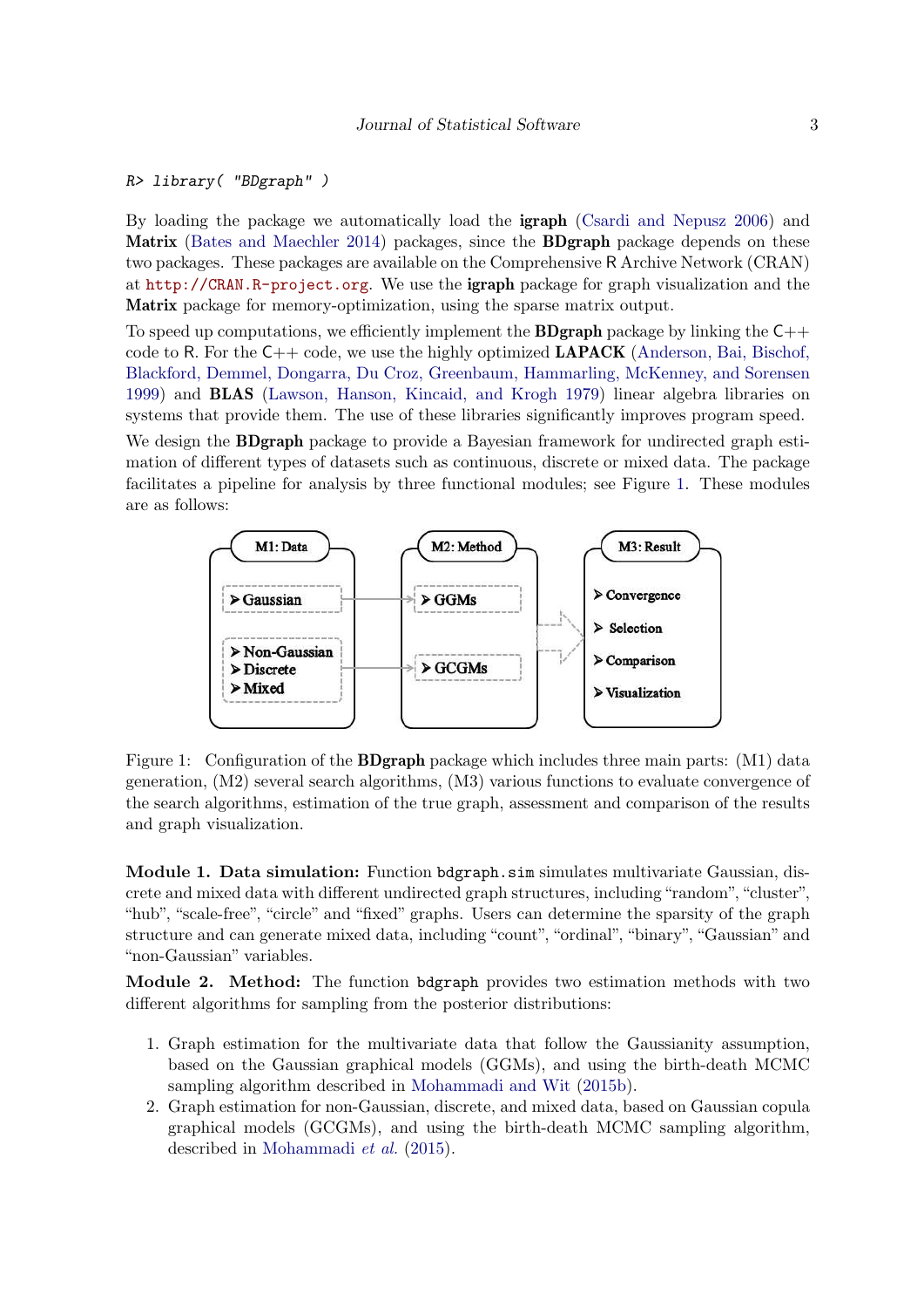```
R> library( "BDgraph" )
```

By loading the package we automatically load the **igraph** (Csardi and Nepusz 2006) and **Matrix** (Bates and Maechler 2014) packages, since the **BDgraph** package depends on these two packages. These packages are available on the Comprehensive R Archive Network (CRAN) at http://CRAN.R-project.org. We use the **igraph** package for graph visualization and the **Matrix** package for memory-optimization, using the sparse matrix output.

To speed up computations, we efficiently implement the **BDgraph** package by linking the C++ code to R. For the C++ code, we use the highly optimized **LAPACK** (Anderson, Bai, Bischof, Blackford, Demmel, Dongarra, Du Croz, Greenbaum, Hammarling, McKenney, and Sorensen 1999) and **BLAS** (Lawson, Hanson, Kincaid, and Krogh 1979) linear algebra libraries on systems that provide them. The use of these libraries significantly improves program speed.

We design the **BDgraph** package to provide a Bayesian framework for undirected graph estimation of different types of datasets such as continuous, discrete or mixed data. The package facilitates a pipeline for analysis by three functional modules; see Figure 1. These modules are as follows:

Figure 1: Configuration of the **BDgraph** package which includes three main parts: (M1) data generation, (M2) several search algorithms, (M3) various functions to evaluate convergence of the search algorithms, estimation of the true graph, assessment and comparison of the results and graph visualization.

**Module 1. Data simulation:** Function `bdgraph.sim` simulates multivariate Gaussian, discrete and mixed data with different undirected graph structures, including "random", "cluster", "hub", "scale-free", "circle" and "fixed" graphs. Users can determine the sparsity of the graph structure and can generate mixed data, including "count", "ordinal", "binary", "Gaussian" and "non-Gaussian" variables.

**Module 2. Method:** The function `bdgraph` provides two estimation methods with two different algorithms for sampling from the posterior distributions:

1. Graph estimation for the multivariate data that follow the Gaussianity assumption, based on the Gaussian graphical models (GGMs), and using the birth-death MCMC sampling algorithm described in Mohammadi and Wit (2015b).
2. Graph estimation for non-Gaussian, discrete, and mixed data, based on Gaussian copula graphical models (GCGMs), and using the birth-death MCMC sampling algorithm, described in Mohammadi *et al.* (2015).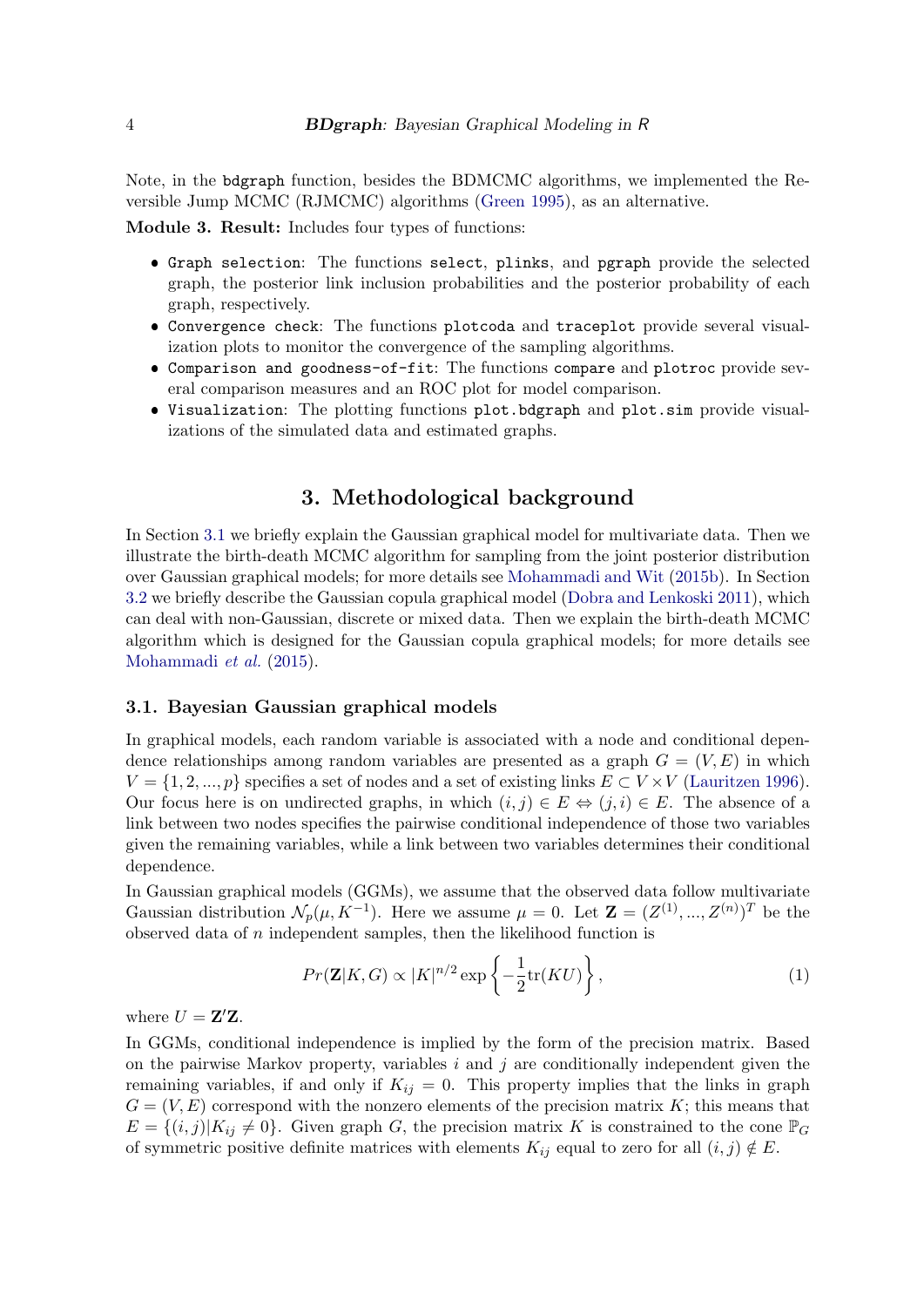Note, in the `bdgraph` function, besides the BDMCMC algorithms, we implemented the Reversible Jump MCMC (RJMCMC) algorithms (Green 1995), as an alternative.

**Module 3. Result:** Includes four types of functions:

- `Graph selection`: The functions `select`, `plinks`, and `pgraph` provide the selected graph, the posterior link inclusion probabilities and the posterior probability of each graph, respectively.
- `Convergence check`: The functions `plotcoda` and `traceplot` provide several visualization plots to monitor the convergence of the sampling algorithms.
- `Comparison and goodness-of-fit`: The functions `compare` and `plotroc` provide several comparison measures and an ROC plot for model comparison.
- `Visualization`: The plotting functions `plot.bdgraph` and `plot.sim` provide visualizations of the simulated data and estimated graphs.

## 3. Methodological background

In Section 3.1 we briefly explain the Gaussian graphical model for multivariate data. Then we illustrate the birth-death MCMC algorithm for sampling from the joint posterior distribution over Gaussian graphical models; for more details see Mohammadi and Wit (2015b). In Section 3.2 we briefly describe the Gaussian copula graphical model (Dobra and Lenkoski 2011), which can deal with non-Gaussian, discrete or mixed data. Then we explain the birth-death MCMC algorithm which is designed for the Gaussian copula graphical models; for more details see Mohammadi *et al.* (2015).

### 3.1. Bayesian Gaussian graphical models

In graphical models, each random variable is associated with a node and conditional dependence relationships among random variables are presented as a graph $G = (V, E)$ in which $V = \{1, 2, ..., p\}$ specifies a set of nodes and a set of existing links $E \subset V \times V$ (Lauritzen 1996). Our focus here is on undirected graphs, in which $(i, j) \in E \Leftrightarrow (j, i) \in E$. The absence of a link between two nodes specifies the pairwise conditional independence of those two variables given the remaining variables, while a link between two variables determines their conditional dependence.

In Gaussian graphical models (GGMs), we assume that the observed data follow multivariate Gaussian distribution $\mathcal{N}_p(\mu, K^{-1})$. Here we assume $\mu = 0$. Let $\mathbf{Z} = (Z^{(1)}, ..., Z^{(n)})^T$ be the observed data of $n$ independent samples, then the likelihood function is

$$Pr(\mathbf{Z}|K, G) \propto |K|^{n/2} \exp\left\{-\frac{1}{2}\text{tr}(KU)\right\}, \tag{1}$$

where $U = \mathbf{Z}'\mathbf{Z}$.

In GGMs, conditional independence is implied by the form of the precision matrix. Based on the pairwise Markov property, variables $i$ and $j$ are conditionally independent given the remaining variables, if and only if $K_{ij} = 0$. This property implies that the links in graph $G = (V, E)$ correspond with the nonzero elements of the precision matrix $K$; this means that $E = \{(i, j) | K_{ij} \neq 0\}$. Given graph $G$, the precision matrix $K$ is constrained to the cone $\mathbb{P}_G$ of symmetric positive definite matrices with elements $K_{ij}$ equal to zero for all $(i, j) \notin E$.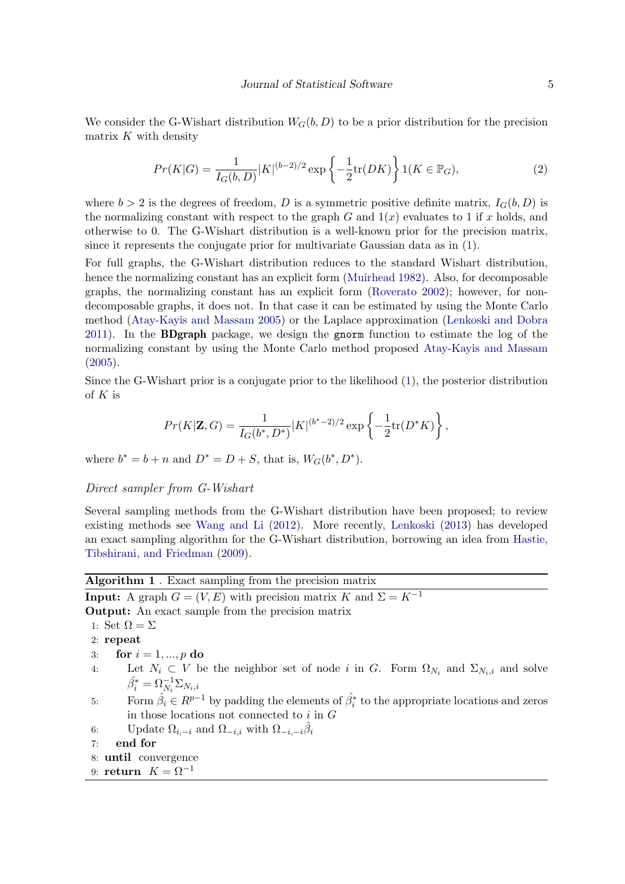We consider the G-Wishart distribution $W_G(b, D)$ to be a prior distribution for the precision matrix $K$ with density

$$Pr(K|G) = \frac{1}{I_G(b, D)} |K|^{(b-2)/2} \exp\left\{-\frac{1}{2}\text{tr}(DK)\right\} 1(K \in \mathbb{P}_G), \tag{2}$$

where $b > 2$ is the degrees of freedom, $D$ is a symmetric positive definite matrix, $I_G(b, D)$ is the normalizing constant with respect to the graph $G$ and $1(x)$ evaluates to 1 if $x$ holds, and otherwise to 0. The G-Wishart distribution is a well-known prior for the precision matrix, since it represents the conjugate prior for multivariate Gaussian data as in (1).

For full graphs, the G-Wishart distribution reduces to the standard Wishart distribution, hence the normalizing constant has an explicit form (Muirhead 1982). Also, for decomposable graphs, the normalizing constant has an explicit form (Roverato 2002); however, for non-decomposable graphs, it does not. In that case it can be estimated by using the Monte Carlo method (Atay-Kayis and Massam 2005) or the Laplace approximation (Lenkoski and Dobra 2011). In the **BDgraph** package, we design the `gnorm` function to estimate the log of the normalizing constant by using the Monte Carlo method proposed Atay-Kayis and Massam (2005).

Since the G-Wishart prior is a conjugate prior to the likelihood (1), the posterior distribution of $K$ is

$$Pr(K|\mathbf{Z}, G) = \frac{1}{I_G(b^*, D^*)} |K|^{(b^*-2)/2} \exp\left\{-\frac{1}{2}\text{tr}(D^* K)\right\},$$

where $b^* = b + n$ and $D^* = D + S$, that is, $W_G(b^*, D^*)$.

*Direct sampler from G-Wishart*

Several sampling methods from the G-Wishart distribution have been proposed; to review existing methods see Wang and Li (2012). More recently, Lenkoski (2013) has developed an exact sampling algorithm for the G-Wishart distribution, borrowing an idea from Hastie, Tibshirani, and Friedman (2009).

**Algorithm 1** . Exact sampling from the precision matrix

**Input:** A graph $G = (V, E)$ with precision matrix $K$ and $\Sigma = K^{-1}$

**Output:** An exact sample from the precision matrix

1: Set $\Omega = \Sigma$
2: **repeat**
3: &nbsp;&nbsp;&nbsp;&nbsp;**for** $i = 1, ..., p$ **do**
4: &nbsp;&nbsp;&nbsp;&nbsp;&nbsp;&nbsp;&nbsp;&nbsp;Let $N_i \subset V$ be the neighbor set of node $i$ in $G$. Form $\Omega_{N_i}$ and $\Sigma_{N_i,i}$ and solve $\hat{\beta}_i^* = \Omega_{N_i}^{-1} \Sigma_{N_i,i}$
5: &nbsp;&nbsp;&nbsp;&nbsp;&nbsp;&nbsp;&nbsp;&nbsp;Form $\hat{\beta}_i \in R^{p-1}$ by padding the elements of $\hat{\beta}_i^*$ to the appropriate locations and zeros in those locations not connected to $i$ in $G$
6: &nbsp;&nbsp;&nbsp;&nbsp;&nbsp;&nbsp;&nbsp;&nbsp;Update $\Omega_{i,-i}$ and $\Omega_{-i,i}$ with $\Omega_{-i,-i} \hat{\beta}_i$
7: &nbsp;&nbsp;&nbsp;&nbsp;**end for**
8: **until** convergence
9: **return** $K = \Omega^{-1}$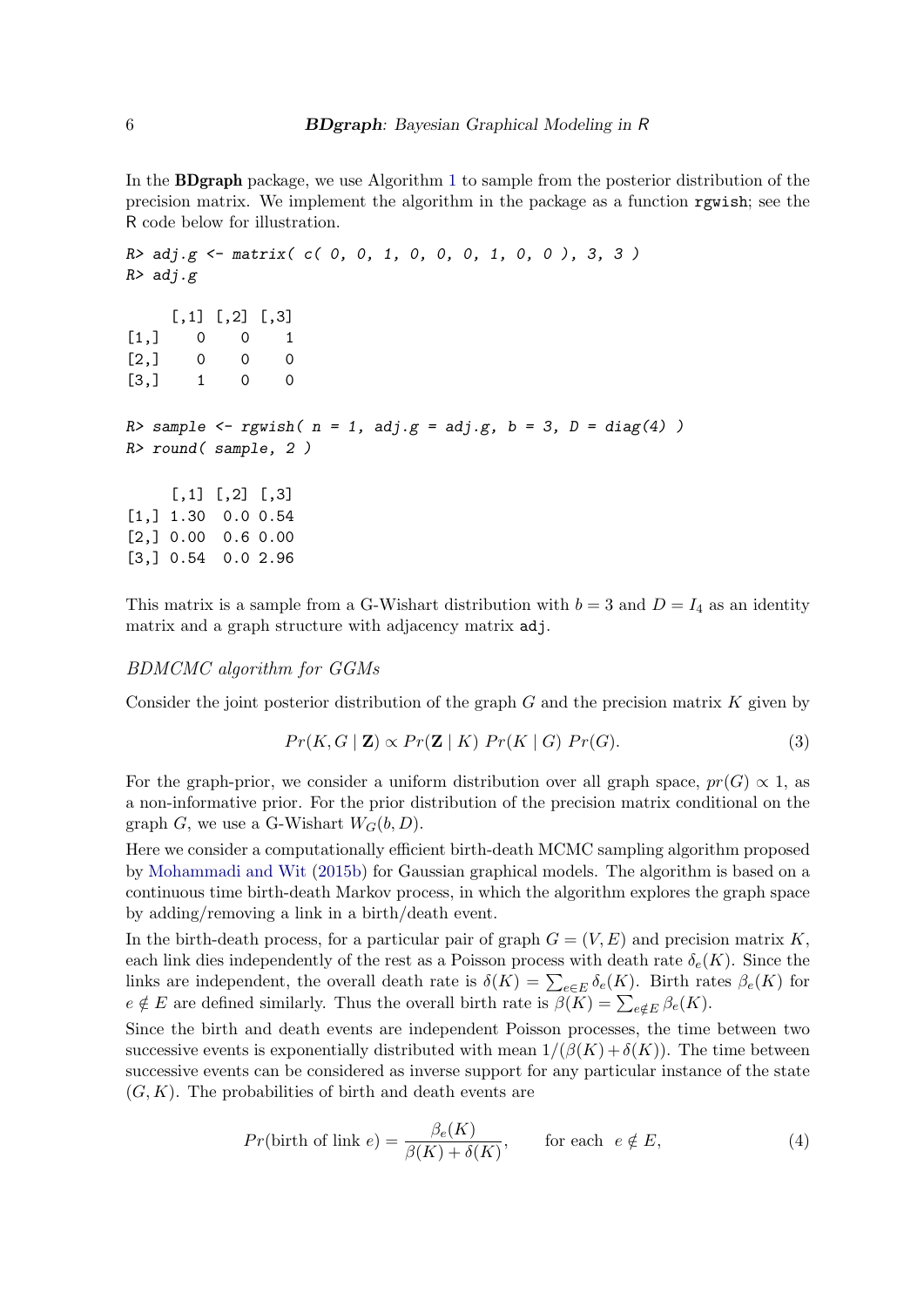In the **BDgraph** package, we use Algorithm 1 to sample from the posterior distribution of the precision matrix. We implement the algorithm in the package as a function `rgwish`; see the R code below for illustration.

```
R> adj.g <- matrix( c( 0, 0, 1, 0, 0, 0, 1, 0, 0 ), 3, 3 )
R> adj.g

     [,1] [,2] [,3]
[1,]    0    0    1
[2,]    0    0    0
[3,]    1    0    0

R> sample <- rgwish( n = 1, adj.g = adj.g, b = 3, D = diag(4) )
R> round( sample, 2 )

     [,1] [,2] [,3]
[1,] 1.30  0.0 0.54
[2,] 0.00  0.6 0.00
[3,] 0.54  0.0 2.96
```

This matrix is a sample from a G-Wishart distribution with $b = 3$ and $D = I_4$ as an identity matrix and a graph structure with adjacency matrix `adj`.

*BDMCMC algorithm for GGMs*

Consider the joint posterior distribution of the graph $G$ and the precision matrix $K$ given by

$$Pr(K, G \mid \mathbf{Z}) \propto Pr(\mathbf{Z} \mid K) \; Pr(K \mid G) \; Pr(G). \tag{3}$$

For the graph-prior, we consider a uniform distribution over all graph space, $pr(G) \propto 1$, as a non-informative prior. For the prior distribution of the precision matrix conditional on the graph $G$, we use a G-Wishart $W_G(b, D)$.

Here we consider a computationally efficient birth-death MCMC sampling algorithm proposed by Mohammadi and Wit (2015b) for Gaussian graphical models. The algorithm is based on a continuous time birth-death Markov process, in which the algorithm explores the graph space by adding/removing a link in a birth/death event.

In the birth-death process, for a particular pair of graph $G = (V, E)$ and precision matrix $K$, each link dies independently of the rest as a Poisson process with death rate $\delta_e(K)$. Since the links are independent, the overall death rate is $\delta(K) = \sum_{e \in E} \delta_e(K)$. Birth rates $\beta_e(K)$ for $e \notin E$ are defined similarly. Thus the overall birth rate is $\beta(K) = \sum_{e \notin E} \beta_e(K)$.

Since the birth and death events are independent Poisson processes, the time between two successive events is exponentially distributed with mean $1/(\beta(K) + \delta(K))$. The time between successive events can be considered as inverse support for any particular instance of the state $(G, K)$. The probabilities of birth and death events are

$$Pr(\text{birth of link } e) = \frac{\beta_e(K)}{\beta(K) + \delta(K)}, \qquad \text{for each} \;\; e \notin E, \tag{4}$$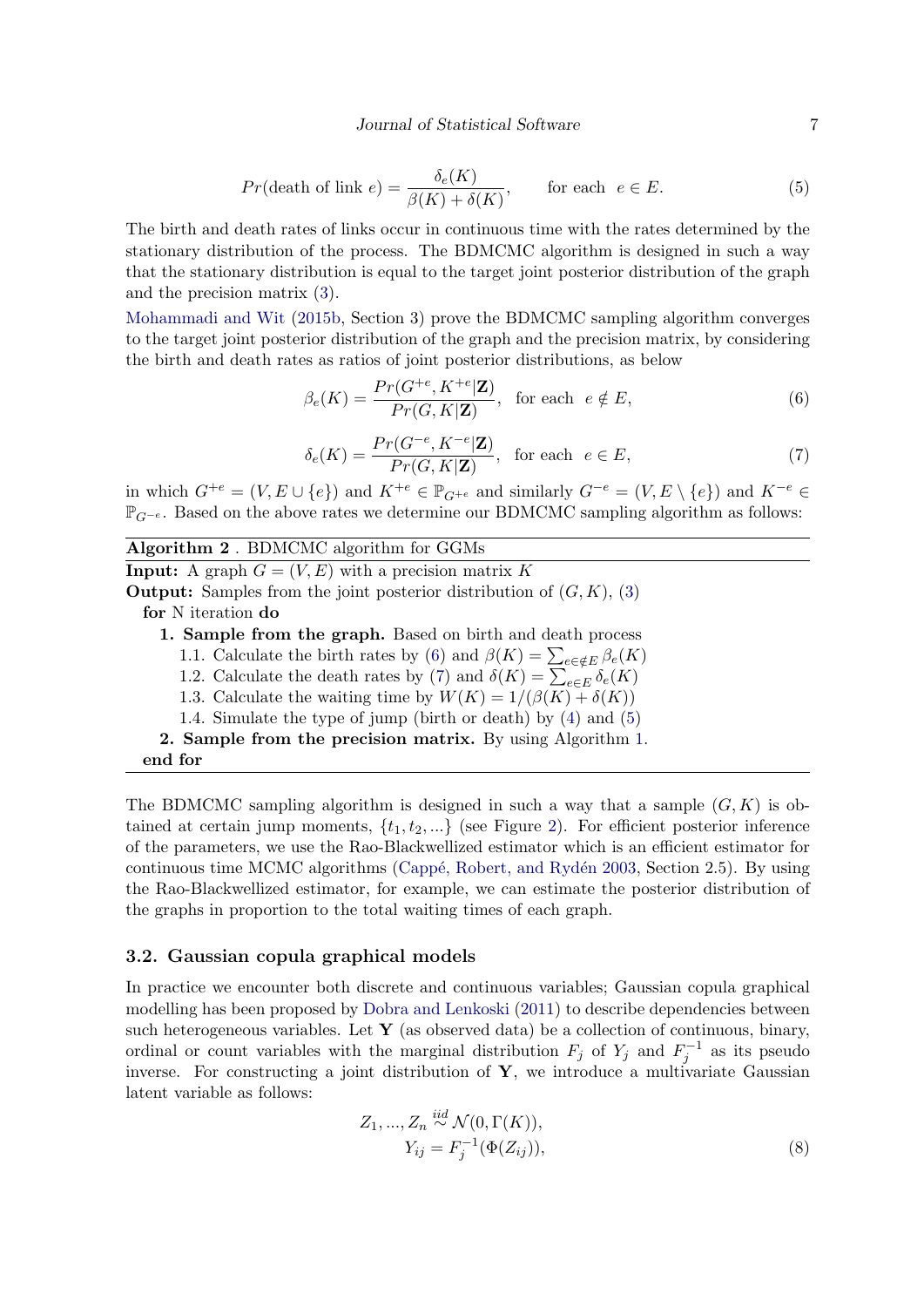$$Pr(\text{death of link } e) = \frac{\delta_e(K)}{\beta(K) + \delta(K)}, \qquad \text{for each} \;\; e \in E. \tag{5}$$

The birth and death rates of links occur in continuous time with the rates determined by the stationary distribution of the process. The BDMCMC algorithm is designed in such a way that the stationary distribution is equal to the target joint posterior distribution of the graph and the precision matrix (3).

Mohammadi and Wit (2015b, Section 3) prove the BDMCMC sampling algorithm converges to the target joint posterior distribution of the graph and the precision matrix, by considering the birth and death rates as ratios of joint posterior distributions, as below

$$\beta_e(K) = \frac{Pr(G^{+e}, K^{+e} | \mathbf{Z})}{Pr(G, K | \mathbf{Z})}, \;\; \text{for each} \;\; e \notin E, \tag{6}$$

$$\delta_e(K) = \frac{Pr(G^{-e}, K^{-e} | \mathbf{Z})}{Pr(G, K | \mathbf{Z})}, \;\; \text{for each} \;\; e \in E, \tag{7}$$

in which $G^{+e} = (V, E \cup \{e\})$ and $K^{+e} \in \mathbb{P}_{G^{+e}}$ and similarly $G^{-e} = (V, E \setminus \{e\})$ and $K^{-e} \in \mathbb{P}_{G^{-e}}$. Based on the above rates we determine our BDMCMC sampling algorithm as follows:

**Algorithm 2** . BDMCMC algorithm for GGMs

**Input:** A graph $G = (V, E)$ with a precision matrix $K$

**Output:** Samples from the joint posterior distribution of $(G, K)$, (3)

**for** N iteration **do**

**1. Sample from the graph.** Based on birth and death process

1.1. Calculate the birth rates by (6) and $\beta(K) = \sum_{e \in \notin E} \beta_e(K)$

1.2. Calculate the death rates by (7) and $\delta(K) = \sum_{e \in E} \delta_e(K)$

1.3. Calculate the waiting time by $W(K) = 1/(\beta(K) + \delta(K))$

1.4. Simulate the type of jump (birth or death) by (4) and (5)

**2. Sample from the precision matrix.** By using Algorithm 1.

**end for**

The BDMCMC sampling algorithm is designed in such a way that a sample $(G, K)$ is obtained at certain jump moments, $\{t_1, t_2, ...\}$ (see Figure 2). For efficient posterior inference of the parameters, we use the Rao-Blackwellized estimator which is an efficient estimator for continuous time MCMC algorithms (Cappé, Robert, and Rydén 2003, Section 2.5). By using the Rao-Blackwellized estimator, for example, we can estimate the posterior distribution of the graphs in proportion to the total waiting times of each graph.

### 3.2. Gaussian copula graphical models

In practice we encounter both discrete and continuous variables; Gaussian copula graphical modelling has been proposed by Dobra and Lenkoski (2011) to describe dependencies between such heterogeneous variables. Let $\mathbf{Y}$ (as observed data) be a collection of continuous, binary, ordinal or count variables with the marginal distribution $F_j$ of $Y_j$ and $F_j^{-1}$ as its pseudo inverse. For constructing a joint distribution of $\mathbf{Y}$, we introduce a multivariate Gaussian latent variable as follows:

$$\begin{aligned} Z_1, ..., Z_n &\overset{iid}{\sim} \mathcal{N}(0, \Gamma(K)), \\ Y_{ij} &= F_j^{-1}(\Phi(Z_{ij})), \end{aligned} \tag{8}$$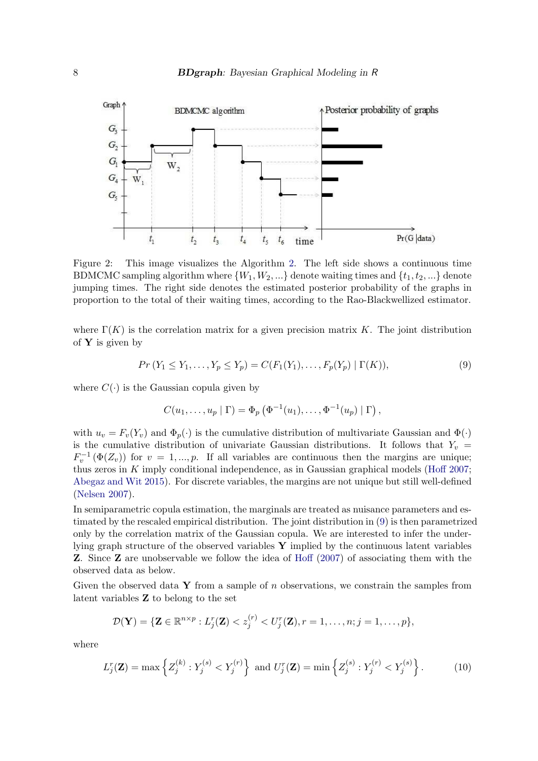Figure 2: This image visualizes the Algorithm 2. The left side shows a continuous time BDMCMC sampling algorithm where $\{W_1, W_2, ...\}$ denote waiting times and $\{t_1, t_2, ...\}$ denote jumping times. The right side denotes the estimated posterior probability of the graphs in proportion to the total of their waiting times, according to the Rao-Blackwellized estimator.

where $\Gamma(K)$ is the correlation matrix for a given precision matrix $K$. The joint distribution of $\mathbf{Y}$ is given by

$$Pr\left(Y_1 \leq Y_1, \ldots, Y_p \leq Y_p\right) = C(F_1(Y_1), \ldots, F_p(Y_p) \mid \Gamma(K)), \tag{9}$$

where $C(\cdot)$ is the Gaussian copula given by

$$C(u_1, \ldots, u_p \mid \Gamma) = \Phi_p\left(\Phi^{-1}(u_1), \ldots, \Phi^{-1}(u_p) \mid \Gamma\right),$$

with $u_v = F_v(Y_v)$ and $\Phi_p(\cdot)$ is the cumulative distribution of multivariate Gaussian and $\Phi(\cdot)$ is the cumulative distribution of univariate Gaussian distributions. It follows that $Y_v = F_v^{-1}\left(\Phi(Z_v)\right)$ for $v = 1, ..., p$. If all variables are continuous then the margins are unique; thus zeros in $K$ imply conditional independence, as in Gaussian graphical models (Hoff 2007; Abegaz and Wit 2015). For discrete variables, the margins are not unique but still well-defined (Nelsen 2007).

In semiparametric copula estimation, the marginals are treated as nuisance parameters and estimated by the rescaled empirical distribution. The joint distribution in (9) is then parametrized only by the correlation matrix of the Gaussian copula. We are interested to infer the underlying graph structure of the observed variables $\mathbf{Y}$ implied by the continuous latent variables $\mathbf{Z}$. Since $\mathbf{Z}$ are unobservable we follow the idea of Hoff (2007) of associating them with the observed data as below.

Given the observed data $\mathbf{Y}$ from a sample of $n$ observations, we constrain the samples from latent variables $\mathbf{Z}$ to belong to the set

$$\mathcal{D}(\mathbf{Y}) = \{\mathbf{Z} \in \mathbb{R}^{n \times p} : L_j^r(\mathbf{Z}) < z_j^{(r)} < U_j^r(\mathbf{Z}), r = 1, \ldots, n; j = 1, \ldots, p\},$$

where

$$L_j^r(\mathbf{Z}) = \max\left\{Z_j^{(k)} : Y_j^{(s)} < Y_j^{(r)}\right\} \text{ and } U_j^r(\mathbf{Z}) = \min\left\{Z_j^{(s)} : Y_j^{(r)} < Y_j^{(s)}\right\}. \tag{10}$$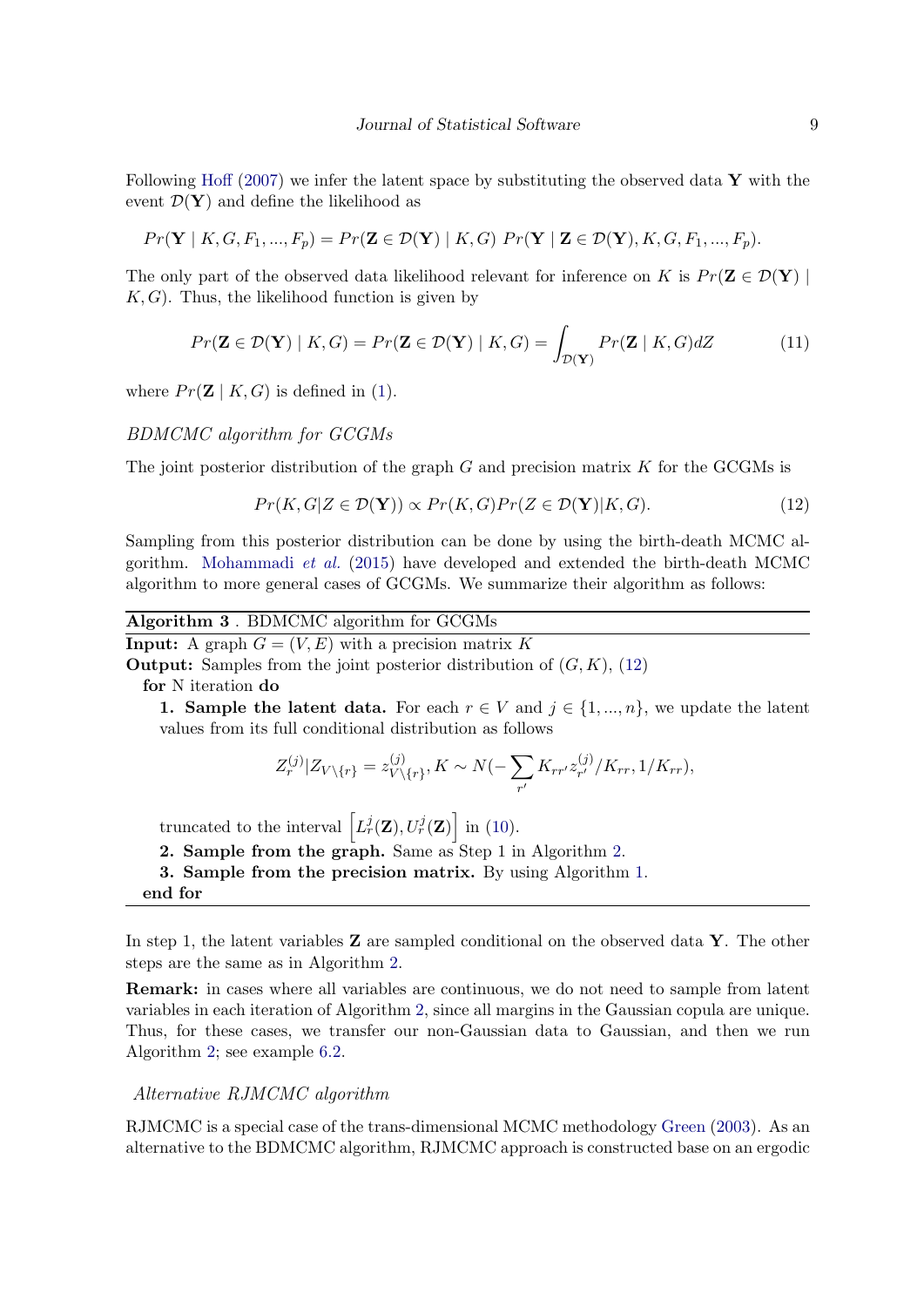Following Hoff (2007) we infer the latent space by substituting the observed data $\mathbf{Y}$ with the event $\mathcal{D}(\mathbf{Y})$ and define the likelihood as

$$Pr(\mathbf{Y} \mid K, G, F_1, ..., F_p) = Pr(\mathbf{Z} \in \mathcal{D}(\mathbf{Y}) \mid K, G) \; Pr(\mathbf{Y} \mid \mathbf{Z} \in \mathcal{D}(\mathbf{Y}), K, G, F_1, ..., F_p).$$

The only part of the observed data likelihood relevant for inference on $K$ is $Pr(\mathbf{Z} \in \mathcal{D}(\mathbf{Y}) \mid K, G)$. Thus, the likelihood function is given by

$$Pr(\mathbf{Z} \in \mathcal{D}(\mathbf{Y}) \mid K, G) = Pr(\mathbf{Z} \in \mathcal{D}(\mathbf{Y}) \mid K, G) = \int_{\mathcal{D}(\mathbf{Y})} Pr(\mathbf{Z} \mid K, G) dZ \tag{11}$$

where $Pr(\mathbf{Z} \mid K, G)$ is defined in (1).

*BDMCMC algorithm for GCGMs*

The joint posterior distribution of the graph $G$ and precision matrix $K$ for the GCGMs is

$$Pr(K, G | Z \in \mathcal{D}(\mathbf{Y})) \propto Pr(K, G) Pr(Z \in \mathcal{D}(\mathbf{Y}) | K, G). \tag{12}$$

Sampling from this posterior distribution can be done by using the birth-death MCMC algorithm. Mohammadi *et al.* (2015) have developed and extended the birth-death MCMC algorithm to more general cases of GCGMs. We summarize their algorithm as follows:

---

**Algorithm 3** . BDMCMC algorithm for GCGMs

---

**Input:** A graph $G = (V, E)$ with a precision matrix $K$

**Output:** Samples from the joint posterior distribution of $(G, K)$, (12)

**for** N iteration **do**

**1. Sample the latent data.** For each $r \in V$ and $j \in \{1, ..., n\}$, we update the latent values from its full conditional distribution as follows

$$Z_r^{(j)} | Z_{V \setminus \{r\}} = z_{V \setminus \{r\}}^{(j)}, K \sim N(-\sum_{r'} K_{rr'} z_{r'}^{(j)} / K_{rr}, 1/K_{rr}),$$

truncated to the interval $\left[L_r^j(\mathbf{Z}), U_r^j(\mathbf{Z})\right]$ in (10).

**2. Sample from the graph.** Same as Step 1 in Algorithm 2.

**3. Sample from the precision matrix.** By using Algorithm 1.

**end for**

---

In step 1, the latent variables $\mathbf{Z}$ are sampled conditional on the observed data $\mathbf{Y}$. The other steps are the same as in Algorithm 2.

**Remark:** in cases where all variables are continuous, we do not need to sample from latent variables in each iteration of Algorithm 2, since all margins in the Gaussian copula are unique. Thus, for these cases, we transfer our non-Gaussian data to Gaussian, and then we run Algorithm 2; see example 6.2.

*Alternative RJMCMC algorithm*

RJMCMC is a special case of the trans-dimensional MCMC methodology Green (2003). As an alternative to the BDMCMC algorithm, RJMCMC approach is constructed base on an ergodic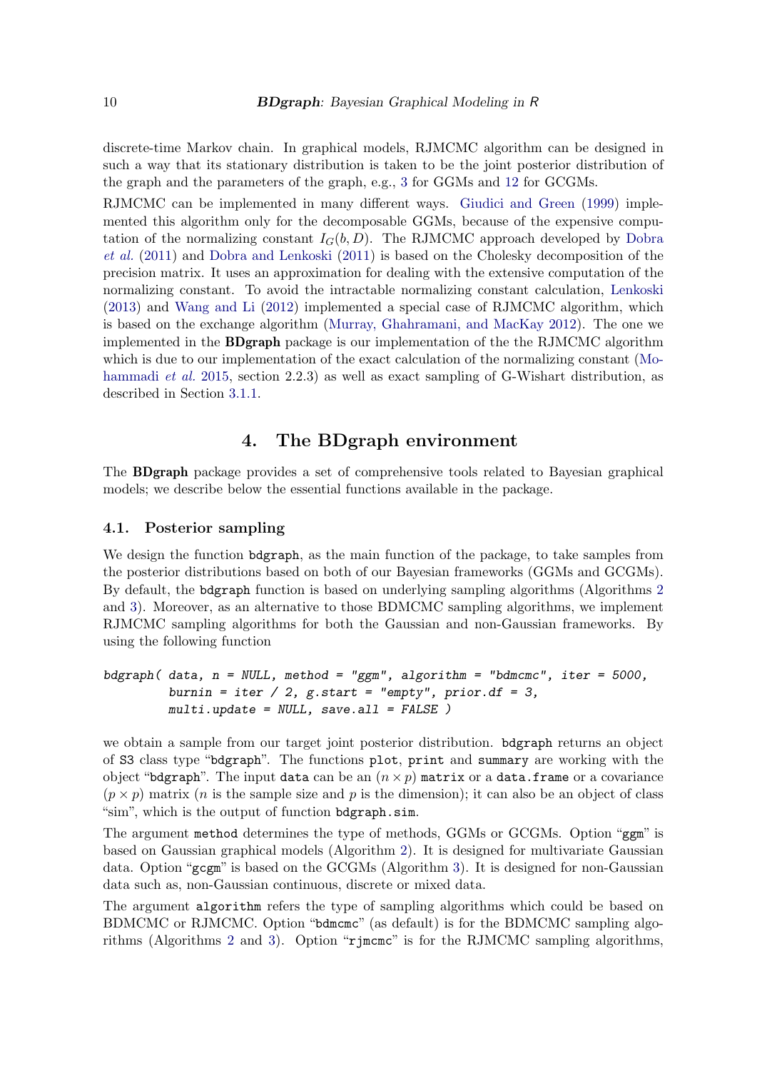discrete-time Markov chain. In graphical models, RJMCMC algorithm can be designed in such a way that its stationary distribution is taken to be the joint posterior distribution of the graph and the parameters of the graph, e.g., 3 for GGMs and 12 for GCGMs.

RJMCMC can be implemented in many different ways. Giudici and Green (1999) implemented this algorithm only for the decomposable GGMs, because of the expensive computation of the normalizing constant $I_G(b, D)$. The RJMCMC approach developed by Dobra *et al.* (2011) and Dobra and Lenkoski (2011) is based on the Cholesky decomposition of the precision matrix. It uses an approximation for dealing with the extensive computation of the normalizing constant. To avoid the intractable normalizing constant calculation, Lenkoski (2013) and Wang and Li (2012) implemented a special case of RJMCMC algorithm, which is based on the exchange algorithm (Murray, Ghahramani, and MacKay 2012). The one we implemented in the **BDgraph** package is our implementation of the the RJMCMC algorithm which is due to our implementation of the exact calculation of the normalizing constant (Mohammadi *et al.* 2015, section 2.2.3) as well as exact sampling of G-Wishart distribution, as described in Section 3.1.1.

# 4. The BDgraph environment

The **BDgraph** package provides a set of comprehensive tools related to Bayesian graphical models; we describe below the essential functions available in the package.

## 4.1. Posterior sampling

We design the function `bdgraph`, as the main function of the package, to take samples from the posterior distributions based on both of our Bayesian frameworks (GGMs and GCGMs). By default, the `bdgraph` function is based on underlying sampling algorithms (Algorithms 2 and 3). Moreover, as an alternative to those BDMCMC sampling algorithms, we implement RJMCMC sampling algorithms for both the Gaussian and non-Gaussian frameworks. By using the following function

```
bdgraph( data, n = NULL, method = "ggm", algorithm = "bdmcmc", iter = 5000,
         burnin = iter / 2, g.start = "empty", prior.df = 3,
         multi.update = NULL, save.all = FALSE )
```

we obtain a sample from our target joint posterior distribution. `bdgraph` returns an object of `S3` class type "`bdgraph`". The functions `plot`, `print` and `summary` are working with the object "`bdgraph`". The input `data` can be an $(n \times p)$ `matrix` or a `data.frame` or a covariance $(p \times p)$ matrix ($n$ is the sample size and $p$ is the dimension); it can also be an object of class "sim", which is the output of function `bdgraph.sim`.

The argument `method` determines the type of methods, GGMs or GCGMs. Option "`ggm`" is based on Gaussian graphical models (Algorithm 2). It is designed for multivariate Gaussian data. Option "`gcgm`" is based on the GCGMs (Algorithm 3). It is designed for non-Gaussian data such as, non-Gaussian continuous, discrete or mixed data.

The argument `algorithm` refers the type of sampling algorithms which could be based on BDMCMC or RJMCMC. Option "`bdmcmc`" (as default) is for the BDMCMC sampling algorithms (Algorithms 2 and 3). Option "`rjmcmc`" is for the RJMCMC sampling algorithms,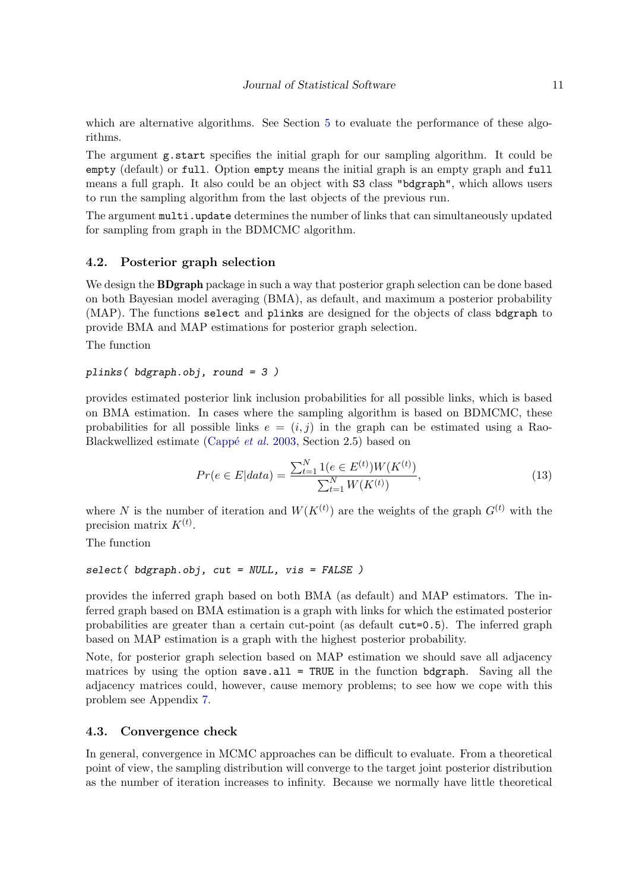which are alternative algorithms. See Section 5 to evaluate the performance of these algorithms.

The argument `g.start` specifies the initial graph for our sampling algorithm. It could be `empty` (default) or `full`. Option `empty` means the initial graph is an empty graph and `full` means a full graph. It also could be an object with `S3` class `"bdgraph"`, which allows users to run the sampling algorithm from the last objects of the previous run.

The argument `multi.update` determines the number of links that can simultaneously updated for sampling from graph in the BDMCMC algorithm.

### 4.2. Posterior graph selection

We design the **BDgraph** package in such a way that posterior graph selection can be done based on both Bayesian model averaging (BMA), as default, and maximum a posterior probability (MAP). The functions `select` and `plinks` are designed for the objects of class `bdgraph` to provide BMA and MAP estimations for posterior graph selection.

The function

```
plinks( bdgraph.obj, round = 3 )
```

provides estimated posterior link inclusion probabilities for all possible links, which is based on BMA estimation. In cases where the sampling algorithm is based on BDMCMC, these probabilities for all possible links $e = (i, j)$ in the graph can be estimated using a Rao-Blackwellized estimate (Cappé *et al.* 2003, Section 2.5) based on

$$Pr(e \in E|data) = \frac{\sum_{t=1}^{N} 1(e \in E^{(t)}) W(K^{(t)})}{\sum_{t=1}^{N} W(K^{(t)})}, \tag{13}$$

where $N$ is the number of iteration and $W(K^{(t)})$ are the weights of the graph $G^{(t)}$ with the precision matrix $K^{(t)}$.

The function

```
select( bdgraph.obj, cut = NULL, vis = FALSE )
```

provides the inferred graph based on both BMA (as default) and MAP estimators. The inferred graph based on BMA estimation is a graph with links for which the estimated posterior probabilities are greater than a certain cut-point (as default `cut=0.5`). The inferred graph based on MAP estimation is a graph with the highest posterior probability.

Note, for posterior graph selection based on MAP estimation we should save all adjacency matrices by using the option `save.all = TRUE` in the function `bdgraph`. Saving all the adjacency matrices could, however, cause memory problems; to see how we cope with this problem see Appendix 7.

### 4.3. Convergence check

In general, convergence in MCMC approaches can be difficult to evaluate. From a theoretical point of view, the sampling distribution will converge to the target joint posterior distribution as the number of iteration increases to infinity. Because we normally have little theoretical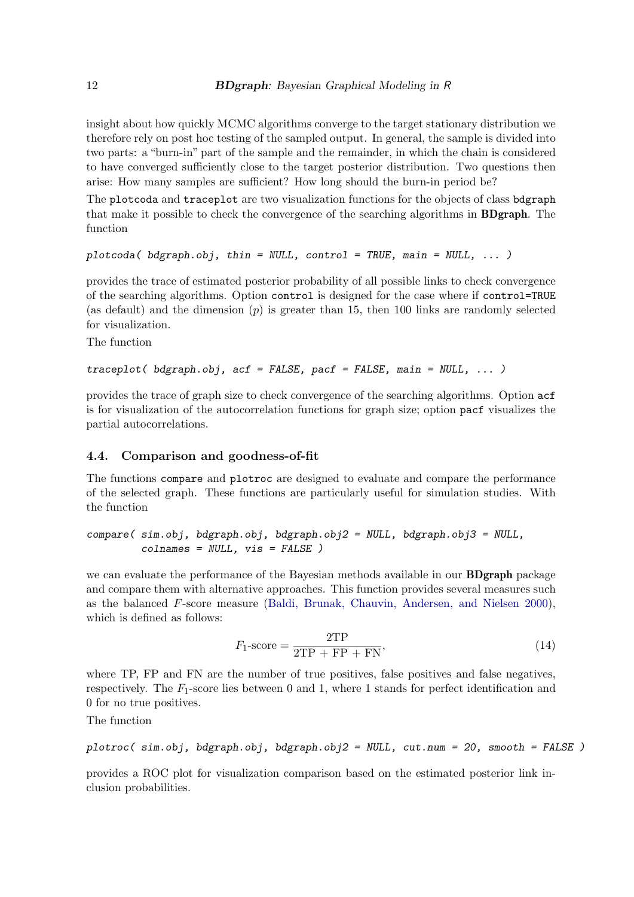insight about how quickly MCMC algorithms converge to the target stationary distribution we therefore rely on post hoc testing of the sampled output. In general, the sample is divided into two parts: a "burn-in" part of the sample and the remainder, in which the chain is considered to have converged sufficiently close to the target posterior distribution. Two questions then arise: How many samples are sufficient? How long should the burn-in period be?

The plotcoda and traceplot are two visualization functions for the objects of class bdgraph that make it possible to check the convergence of the searching algorithms in **BDgraph**. The function

```
plotcoda( bdgraph.obj, thin = NULL, control = TRUE, main = NULL, ... )
```

provides the trace of estimated posterior probability of all possible links to check convergence of the searching algorithms. Option control is designed for the case where if control=TRUE (as default) and the dimension ($p$) is greater than 15, then 100 links are randomly selected for visualization.

The function

```
traceplot( bdgraph.obj, acf = FALSE, pacf = FALSE, main = NULL, ... )
```

provides the trace of graph size to check convergence of the searching algorithms. Option acf is for visualization of the autocorrelation functions for graph size; option pacf visualizes the partial autocorrelations.

### 4.4. Comparison and goodness-of-fit

The functions compare and plotroc are designed to evaluate and compare the performance of the selected graph. These functions are particularly useful for simulation studies. With the function

```
compare( sim.obj, bdgraph.obj, bdgraph.obj2 = NULL, bdgraph.obj3 = NULL,
         colnames = NULL, vis = FALSE )
```

we can evaluate the performance of the Bayesian methods available in our **BDgraph** package and compare them with alternative approaches. This function provides several measures such as the balanced $F$-score measure (Baldi, Brunak, Chauvin, Andersen, and Nielsen 2000), which is defined as follows:

$$F_1\text{-score} = \frac{2\text{TP}}{2\text{TP} + \text{FP} + \text{FN}}, \tag{14}$$

where TP, FP and FN are the number of true positives, false positives and false negatives, respectively. The $F_1$-score lies between 0 and 1, where 1 stands for perfect identification and 0 for no true positives.

The function

```
plotroc( sim.obj, bdgraph.obj, bdgraph.obj2 = NULL, cut.num = 20, smooth = FALSE )
```

provides a ROC plot for visualization comparison based on the estimated posterior link inclusion probabilities.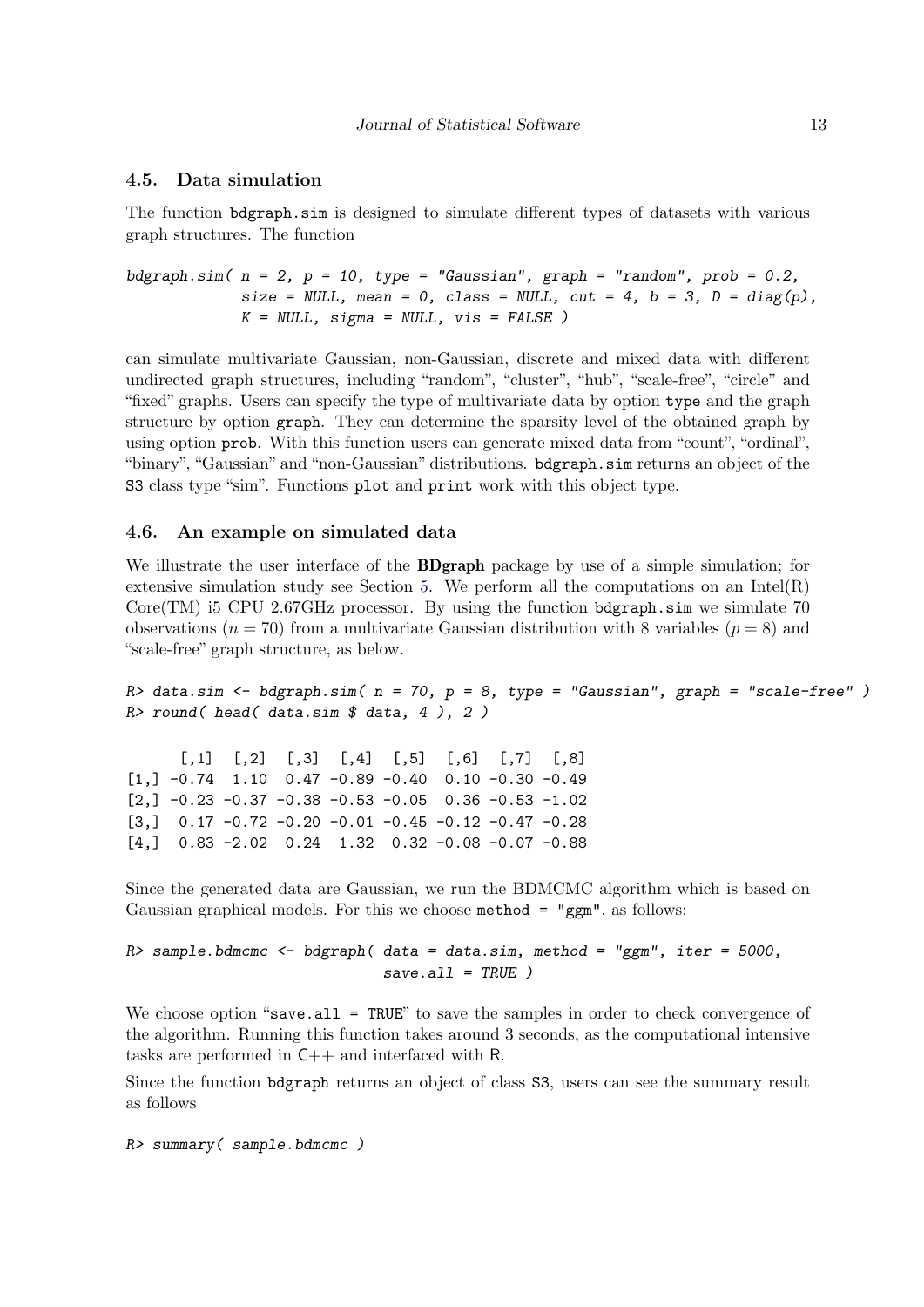### 4.5. Data simulation

The function `bdgraph.sim` is designed to simulate different types of datasets with various graph structures. The function

```
bdgraph.sim( n = 2, p = 10, type = "Gaussian", graph = "random", prob = 0.2,
             size = NULL, mean = 0, class = NULL, cut = 4, b = 3, D = diag(p),
             K = NULL, sigma = NULL, vis = FALSE )
```

can simulate multivariate Gaussian, non-Gaussian, discrete and mixed data with different undirected graph structures, including "random", "cluster", "hub", "scale-free", "circle" and "fixed" graphs. Users can specify the type of multivariate data by option `type` and the graph structure by option `graph`. They can determine the sparsity level of the obtained graph by using option `prob`. With this function users can generate mixed data from "count", "ordinal", "binary", "Gaussian" and "non-Gaussian" distributions. `bdgraph.sim` returns an object of the `S3` class type "sim". Functions `plot` and `print` work with this object type.

### 4.6. An example on simulated data

We illustrate the user interface of the **BDgraph** package by use of a simple simulation; for extensive simulation study see Section 5. We perform all the computations on an Intel(R) Core(TM) i5 CPU 2.67GHz processor. By using the function `bdgraph.sim` we simulate 70 observations ($n = 70$) from a multivariate Gaussian distribution with 8 variables ($p = 8$) and "scale-free" graph structure, as below.

```
R> data.sim <- bdgraph.sim( n = 70, p = 8, type = "Gaussian", graph = "scale-free" )
R> round( head( data.sim $ data, 4 ), 2 )

      [,1]  [,2]  [,3]  [,4]  [,5]  [,6]  [,7]  [,8]
[1,] -0.74  1.10  0.47 -0.89 -0.40  0.10 -0.30 -0.49
[2,] -0.23 -0.37 -0.38 -0.53 -0.05  0.36 -0.53 -1.02
[3,]  0.17 -0.72 -0.20 -0.01 -0.45 -0.12 -0.47 -0.28
[4,]  0.83 -2.02  0.24  1.32  0.32 -0.08 -0.07 -0.88
```

Since the generated data are Gaussian, we run the BDMCMC algorithm which is based on Gaussian graphical models. For this we choose `method = "ggm"`, as follows:

```
R> sample.bdmcmc <- bdgraph( data = data.sim, method = "ggm", iter = 5000,
                            save.all = TRUE )
```

We choose option "`save.all = TRUE`" to save the samples in order to check convergence of the algorithm. Running this function takes around 3 seconds, as the computational intensive tasks are performed in C++ and interfaced with R.

Since the function `bdgraph` returns an object of class `S3`, users can see the summary result as follows

```
R> summary( sample.bdmcmc )
```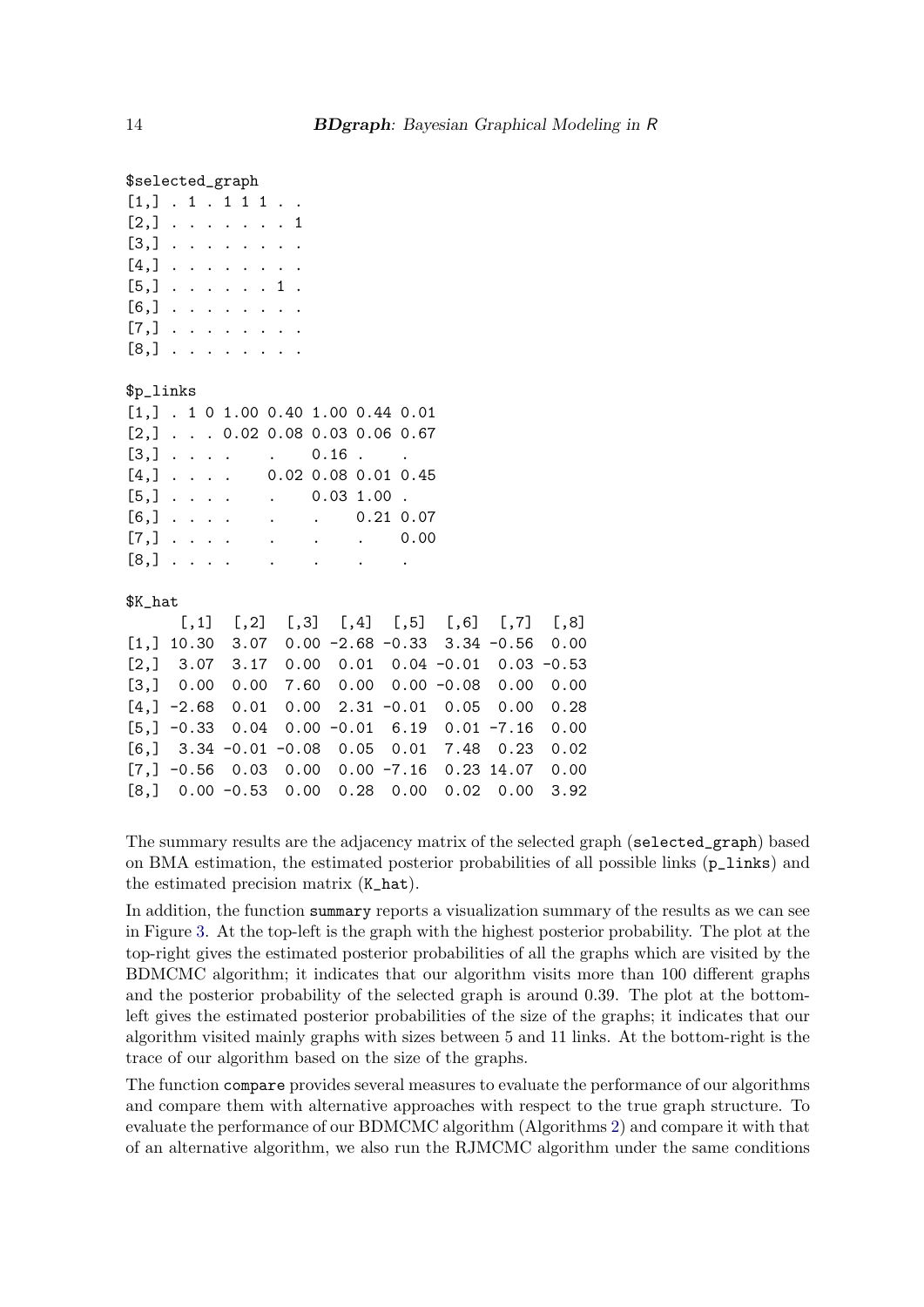```
$selected_graph
[1,] . 1 . 1 1 1 . .
[2,] . . . . . . . 1
[3,] . . . . . . . .
[4,] . . . . . . . .
[5,] . . . . . . 1 .
[6,] . . . . . . . .
[7,] . . . . . . . .
[8,] . . . . . . . .

$p_links
[1,] . 1 0 1.00 0.40 1.00 0.44 0.01
[2,] . . . 0.02 0.08 0.03 0.06 0.67
[3,] . . . .    .    0.16 .    .
[4,] . . . .    0.02 0.08 0.01 0.45
[5,] . . . .    .    0.03 1.00 .
[6,] . . . .    .    .    0.21 0.07
[7,] . . . .    .    .    .    0.00
[8,] . . . .    .    .    .    .

$K_hat
      [,1]  [,2]  [,3]  [,4]  [,5]  [,6]  [,7]  [,8]
[1,] 10.30  3.07  0.00 -2.68 -0.33  3.34 -0.56  0.00
[2,]  3.07  3.17  0.00  0.01  0.04 -0.01  0.03 -0.53
[3,]  0.00  0.00  7.60  0.00  0.00 -0.08  0.00  0.00
[4,] -2.68  0.01  0.00  2.31 -0.01  0.05  0.00  0.28
[5,] -0.33  0.04  0.00 -0.01  6.19  0.01 -7.16  0.00
[6,]  3.34 -0.01 -0.08  0.05  0.01  7.48  0.23  0.02
[7,] -0.56  0.03  0.00  0.00 -7.16  0.23 14.07  0.00
[8,]  0.00 -0.53  0.00  0.28  0.00  0.02  0.00  3.92
```

The summary results are the adjacency matrix of the selected graph (`selected_graph`) based on BMA estimation, the estimated posterior probabilities of all possible links (`p_links`) and the estimated precision matrix (`K_hat`).

In addition, the function `summary` reports a visualization summary of the results as we can see in Figure 3. At the top-left is the graph with the highest posterior probability. The plot at the top-right gives the estimated posterior probabilities of all the graphs which are visited by the BDMCMC algorithm; it indicates that our algorithm visits more than 100 different graphs and the posterior probability of the selected graph is around 0.39. The plot at the bottom-left gives the estimated posterior probabilities of the size of the graphs; it indicates that our algorithm visited mainly graphs with sizes between 5 and 11 links. At the bottom-right is the trace of our algorithm based on the size of the graphs.

The function `compare` provides several measures to evaluate the performance of our algorithms and compare them with alternative approaches with respect to the true graph structure. To evaluate the performance of our BDMCMC algorithm (Algorithms 2) and compare it with that of an alternative algorithm, we also run the RJMCMC algorithm under the same conditions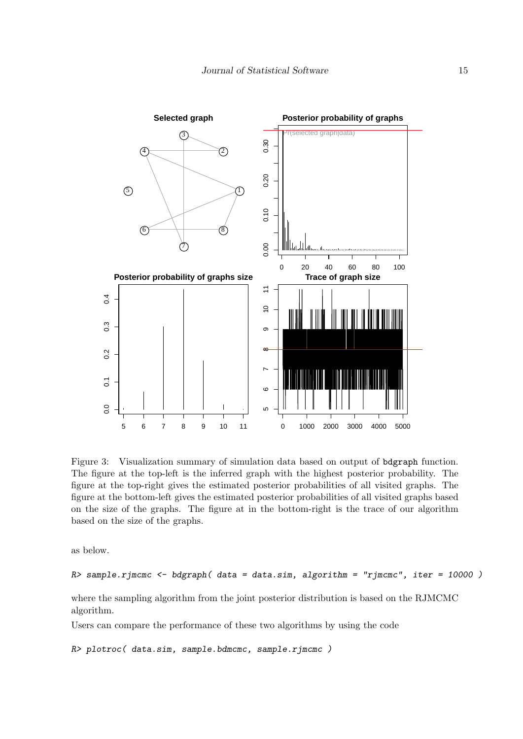Figure 3: Visualization summary of simulation data based on output of bdgraph function. The figure at the top-left is the inferred graph with the highest posterior probability. The figure at the top-right gives the estimated posterior probabilities of all visited graphs. The figure at the bottom-left gives the estimated posterior probabilities of all visited graphs based on the size of the graphs. The figure at in the bottom-right is the trace of our algorithm based on the size of the graphs.

as below.

```
R> sample.rjmcmc <- bdgraph( data = data.sim, algorithm = "rjmcmc", iter = 10000 )
```

where the sampling algorithm from the joint posterior distribution is based on the RJMCMC algorithm.

Users can compare the performance of these two algorithms by using the code

```
R> plotroc( data.sim, sample.bdmcmc, sample.rjmcmc )
```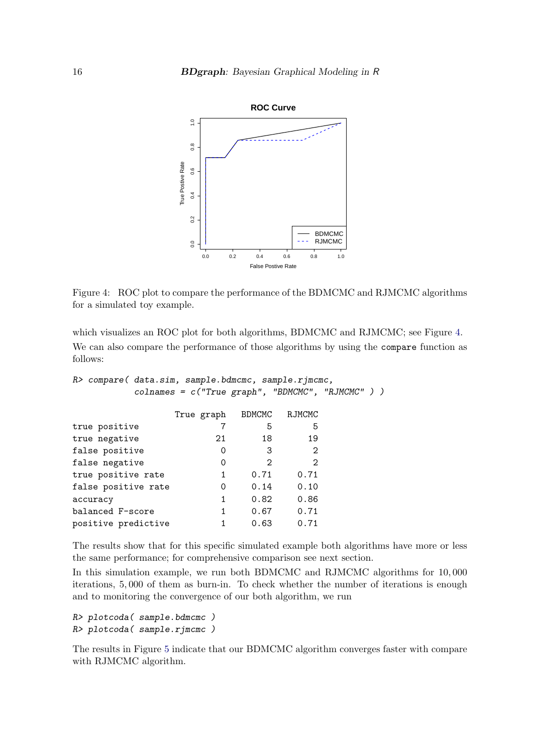Figure 4: ROC plot to compare the performance of the BDMCMC and RJMCMC algorithms for a simulated toy example.

which visualizes an ROC plot for both algorithms, BDMCMC and RJMCMC; see Figure 4. We can also compare the performance of those algorithms by using the `compare` function as follows:

```
R> compare( data.sim, sample.bdmcmc, sample.rjmcmc,
           colnames = c("True graph", "BDMCMC", "RJMCMC" ) )

                   True graph  BDMCMC   RJMCMC
true positive               7       5        5
true negative              21      18       19
false positive              0       3        2
false negative              0       2        2
true positive rate          1    0.71     0.71
false positive rate         0    0.14     0.10
accuracy                    1    0.82     0.86
balanced F-score            1    0.67     0.71
positive predictive         1    0.63     0.71
```

The results show that for this specific simulated example both algorithms have more or less the same performance; for comprehensive comparison see next section.

In this simulation example, we run both BDMCMC and RJMCMC algorithms for 10,000 iterations, 5,000 of them as burn-in. To check whether the number of iterations is enough and to monitoring the convergence of our both algorithm, we run

```
R> plotcoda( sample.bdmcmc )
R> plotcoda( sample.rjmcmc )
```

The results in Figure 5 indicate that our BDMCMC algorithm converges faster with compare with RJMCMC algorithm.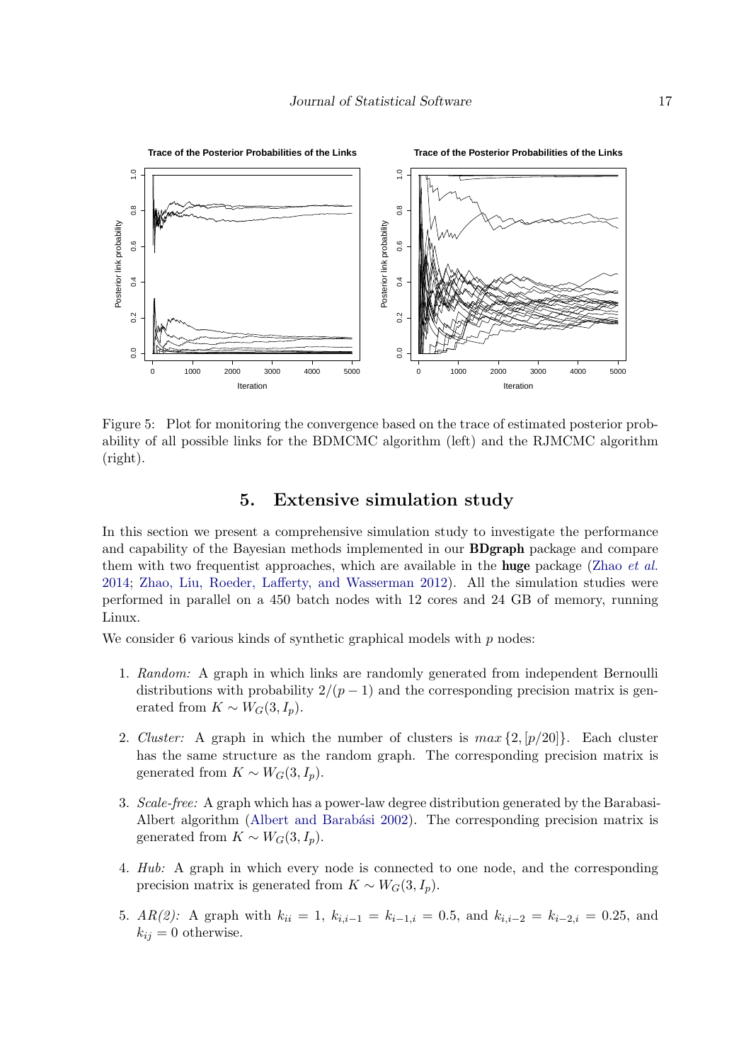Figure 5: Plot for monitoring the convergence based on the trace of estimated posterior probability of all possible links for the BDMCMC algorithm (left) and the RJMCMC algorithm (right).

# 5. Extensive simulation study

In this section we present a comprehensive simulation study to investigate the performance and capability of the Bayesian methods implemented in our **BDgraph** package and compare them with two frequentist approaches, which are available in the **huge** package (Zhao *et al.* 2014; Zhao, Liu, Roeder, Lafferty, and Wasserman 2012). All the simulation studies were performed in parallel on a 450 batch nodes with 12 cores and 24 GB of memory, running Linux.

We consider 6 various kinds of synthetic graphical models with $p$ nodes:

1. *Random:* A graph in which links are randomly generated from independent Bernoulli distributions with probability $2/(p-1)$ and the corresponding precision matrix is generated from $K \sim W_G(3, I_p)$.

2. *Cluster:* A graph in which the number of clusters is $max\{2, [p/20]\}$. Each cluster has the same structure as the random graph. The corresponding precision matrix is generated from $K \sim W_G(3, I_p)$.

3. *Scale-free:* A graph which has a power-law degree distribution generated by the Barabasi-Albert algorithm (Albert and Barabási 2002). The corresponding precision matrix is generated from $K \sim W_G(3, I_p)$.

4. *Hub:* A graph in which every node is connected to one node, and the corresponding precision matrix is generated from $K \sim W_G(3, I_p)$.

5. *AR(2):* A graph with $k_{ii} = 1$, $k_{i,i-1} = k_{i-1,i} = 0.5$, and $k_{i,i-2} = k_{i-2,i} = 0.25$, and $k_{ij} = 0$ otherwise.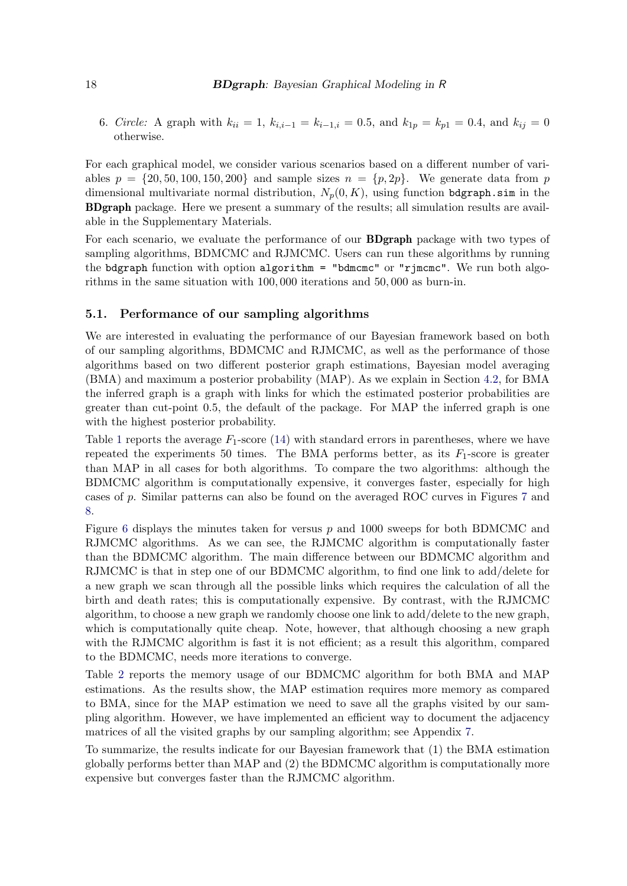6. *Circle:* A graph with $k_{ii} = 1$, $k_{i,i-1} = k_{i-1,i} = 0.5$, and $k_{1p} = k_{p1} = 0.4$, and $k_{ij} = 0$ otherwise.

For each graphical model, we consider various scenarios based on a different number of variables $p = \{20, 50, 100, 150, 200\}$ and sample sizes $n = \{p, 2p\}$. We generate data from $p$ dimensional multivariate normal distribution, $N_p(0, K)$, using function `bdgraph.sim` in the **BDgraph** package. Here we present a summary of the results; all simulation results are available in the Supplementary Materials.

For each scenario, we evaluate the performance of our **BDgraph** package with two types of sampling algorithms, BDMCMC and RJMCMC. Users can run these algorithms by running the `bdgraph` function with option `algorithm = "bdmcmc"` or `"rjmcmc"`. We run both algorithms in the same situation with 100,000 iterations and 50,000 as burn-in.

## 5.1. Performance of our sampling algorithms

We are interested in evaluating the performance of our Bayesian framework based on both of our sampling algorithms, BDMCMC and RJMCMC, as well as the performance of those algorithms based on two different posterior graph estimations, Bayesian model averaging (BMA) and maximum a posterior probability (MAP). As we explain in Section 4.2, for BMA the inferred graph is a graph with links for which the estimated posterior probabilities are greater than cut-point 0.5, the default of the package. For MAP the inferred graph is one with the highest posterior probability.

Table 1 reports the average $F_1$-score (14) with standard errors in parentheses, where we have repeated the experiments 50 times. The BMA performs better, as its $F_1$-score is greater than MAP in all cases for both algorithms. To compare the two algorithms: although the BDMCMC algorithm is computationally expensive, it converges faster, especially for high cases of $p$. Similar patterns can also be found on the averaged ROC curves in Figures 7 and 8.

Figure 6 displays the minutes taken for versus $p$ and 1000 sweeps for both BDMCMC and RJMCMC algorithms. As we can see, the RJMCMC algorithm is computationally faster than the BDMCMC algorithm. The main difference between our BDMCMC algorithm and RJMCMC is that in step one of our BDMCMC algorithm, to find one link to add/delete for a new graph we scan through all the possible links which requires the calculation of all the birth and death rates; this is computationally expensive. By contrast, with the RJMCMC algorithm, to choose a new graph we randomly choose one link to add/delete to the new graph, which is computationally quite cheap. Note, however, that although choosing a new graph with the RJMCMC algorithm is fast it is not efficient; as a result this algorithm, compared to the BDMCMC, needs more iterations to converge.

Table 2 reports the memory usage of our BDMCMC algorithm for both BMA and MAP estimations. As the results show, the MAP estimation requires more memory as compared to BMA, since for the MAP estimation we need to save all the graphs visited by our sampling algorithm. However, we have implemented an efficient way to document the adjacency matrices of all the visited graphs by our sampling algorithm; see Appendix 7.

To summarize, the results indicate for our Bayesian framework that (1) the BMA estimation globally performs better than MAP and (2) the BDMCMC algorithm is computationally more expensive but converges faster than the RJMCMC algorithm.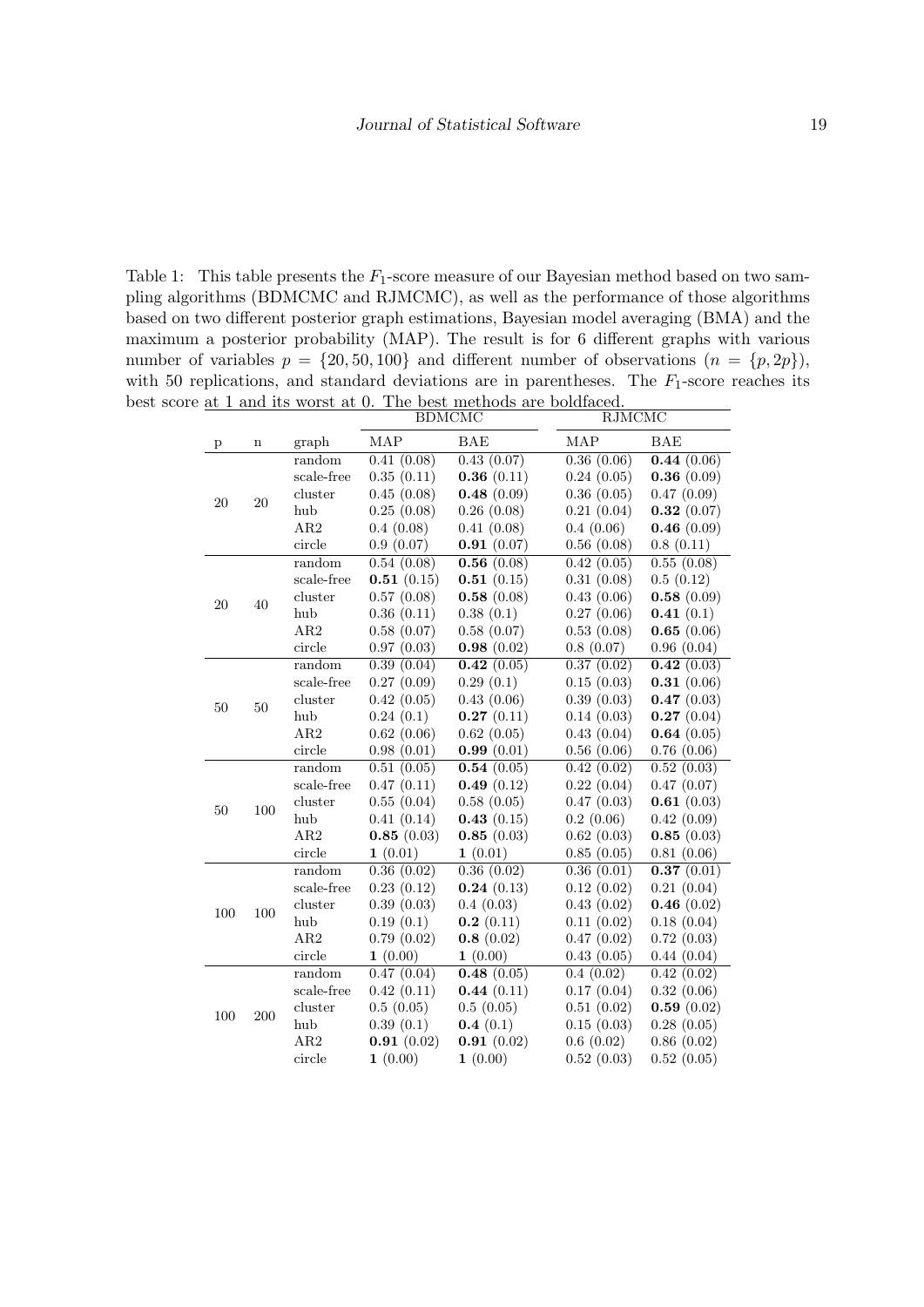Table 1: This table presents the $F_1$-score measure of our Bayesian method based on two sampling algorithms (BDMCMC and RJMCMC), as well as the performance of those algorithms based on two different posterior graph estimations, Bayesian model averaging (BMA) and the maximum a posterior probability (MAP). The result is for 6 different graphs with various number of variables $p = \{20, 50, 100\}$ and different number of observations ($n = \{p, 2p\}$), with 50 replications, and standard deviations are in parentheses. The $F_1$-score reaches its best score at 1 and its worst at 0. The best methods are boldfaced.

| | | | BDMCMC | | RJMCMC | |
|---|---|---|---|---|---|---|
| p | n | graph | MAP | BAE | MAP | BAE |
| 20 | 20 | random | 0.41 (0.08) | 0.43 (0.07) | 0.36 (0.06) | **0.44** (0.06) |
| | | scale-free | 0.35 (0.11) | **0.36** (0.11) | 0.24 (0.05) | **0.36** (0.09) |
| | | cluster | 0.45 (0.08) | **0.48** (0.09) | 0.36 (0.05) | 0.47 (0.09) |
| | | hub | 0.25 (0.08) | 0.26 (0.08) | 0.21 (0.04) | **0.32** (0.07) |
| | | AR2 | 0.4 (0.08) | 0.41 (0.08) | 0.4 (0.06) | **0.46** (0.09) |
| | | circle | 0.9 (0.07) | **0.91** (0.07) | 0.56 (0.08) | 0.8 (0.11) |
| 20 | 40 | random | 0.54 (0.08) | **0.56** (0.08) | 0.42 (0.05) | 0.55 (0.08) |
| | | scale-free | **0.51** (0.15) | **0.51** (0.15) | 0.31 (0.08) | 0.5 (0.12) |
| | | cluster | 0.57 (0.08) | **0.58** (0.08) | 0.43 (0.06) | **0.58** (0.09) |
| | | hub | 0.36 (0.11) | 0.38 (0.1) | 0.27 (0.06) | **0.41** (0.1) |
| | | AR2 | 0.58 (0.07) | 0.58 (0.07) | 0.53 (0.08) | **0.65** (0.06) |
| | | circle | 0.97 (0.03) | **0.98** (0.02) | 0.8 (0.07) | 0.96 (0.04) |
| 50 | 50 | random | 0.39 (0.04) | **0.42** (0.05) | 0.37 (0.02) | **0.42** (0.03) |
| | | scale-free | 0.27 (0.09) | 0.29 (0.1) | 0.15 (0.03) | **0.31** (0.06) |
| | | cluster | 0.42 (0.05) | 0.43 (0.06) | 0.39 (0.03) | **0.47** (0.03) |
| | | hub | 0.24 (0.1) | **0.27** (0.11) | 0.14 (0.03) | **0.27** (0.04) |
| | | AR2 | 0.62 (0.06) | 0.62 (0.05) | 0.43 (0.04) | **0.64** (0.05) |
| | | circle | 0.98 (0.01) | **0.99** (0.01) | 0.56 (0.06) | 0.76 (0.06) |
| 50 | 100 | random | 0.51 (0.05) | **0.54** (0.05) | 0.42 (0.02) | 0.52 (0.03) |
| | | scale-free | 0.47 (0.11) | **0.49** (0.12) | 0.22 (0.04) | 0.47 (0.07) |
| | | cluster | 0.55 (0.04) | 0.58 (0.05) | 0.47 (0.03) | **0.61** (0.03) |
| | | hub | 0.41 (0.14) | **0.43** (0.15) | 0.2 (0.06) | 0.42 (0.09) |
| | | AR2 | **0.85** (0.03) | **0.85** (0.03) | 0.62 (0.03) | **0.85** (0.03) |
| | | circle | **1** (0.01) | **1** (0.01) | 0.85 (0.05) | 0.81 (0.06) |
| 100 | 100 | random | 0.36 (0.02) | 0.36 (0.02) | 0.36 (0.01) | **0.37** (0.01) |
| | | scale-free | 0.23 (0.12) | **0.24** (0.13) | 0.12 (0.02) | 0.21 (0.04) |
| | | cluster | 0.39 (0.03) | 0.4 (0.03) | 0.43 (0.02) | **0.46** (0.02) |
| | | hub | 0.19 (0.1) | **0.2** (0.11) | 0.11 (0.02) | 0.18 (0.04) |
| | | AR2 | 0.79 (0.02) | **0.8** (0.02) | 0.47 (0.02) | 0.72 (0.03) |
| | | circle | **1** (0.00) | **1** (0.00) | 0.43 (0.05) | 0.44 (0.04) |
| 100 | 200 | random | 0.47 (0.04) | **0.48** (0.05) | 0.4 (0.02) | 0.42 (0.02) |
| | | scale-free | 0.42 (0.11) | **0.44** (0.11) | 0.17 (0.04) | 0.32 (0.06) |
| | | cluster | 0.5 (0.05) | 0.5 (0.05) | 0.51 (0.02) | **0.59** (0.02) |
| | | hub | 0.39 (0.1) | **0.4** (0.1) | 0.15 (0.03) | 0.28 (0.05) |
| | | AR2 | **0.91** (0.02) | **0.91** (0.02) | 0.6 (0.02) | 0.86 (0.02) |
| | | circle | **1** (0.00) | **1** (0.00) | 0.52 (0.03) | 0.52 (0.05) |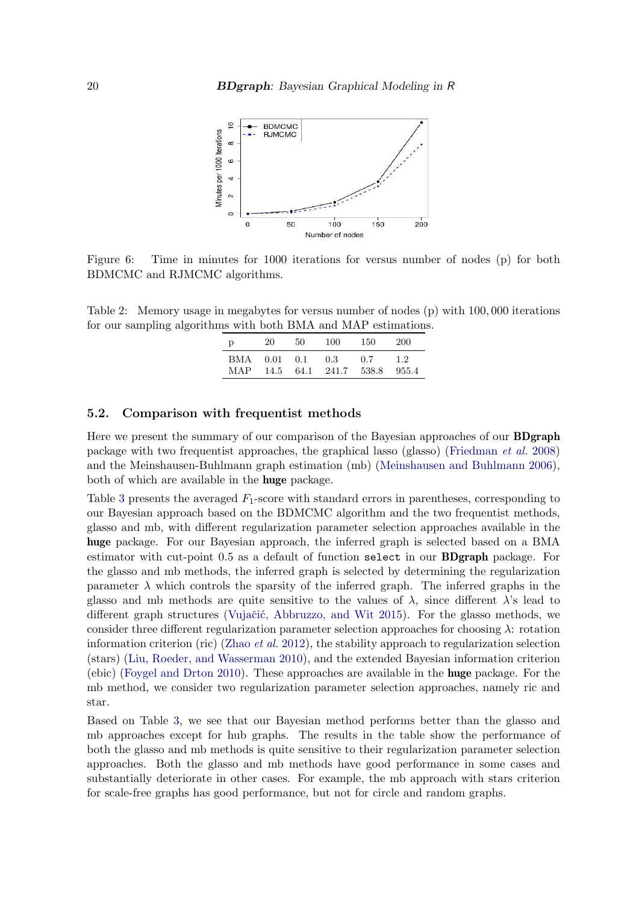Figure 6: Time in minutes for 1000 iterations for versus number of nodes (p) for both BDMCMC and RJMCMC algorithms.

Table 2: Memory usage in megabytes for versus number of nodes (p) with 100,000 iterations for our sampling algorithms with both BMA and MAP estimations.

| p | 20 | 50 | 100 | 150 | 200 |
|---|---|---|---|---|---|
| BMA | 0.01 | 0.1 | 0.3 | 0.7 | 1.2 |
| MAP | 14.5 | 64.1 | 241.7 | 538.8 | 955.4 |

## 5.2. Comparison with frequentist methods

Here we present the summary of our comparison of the Bayesian approaches of our **BDgraph** package with two frequentist approaches, the graphical lasso (glasso) (Friedman *et al.* 2008) and the Meinshausen-Buhlmann graph estimation (mb) (Meinshausen and Buhlmann 2006), both of which are available in the **huge** package.

Table 3 presents the averaged $F_1$-score with standard errors in parentheses, corresponding to our Bayesian approach based on the BDMCMC algorithm and the two frequentist methods, glasso and mb, with different regularization parameter selection approaches available in the **huge** package. For our Bayesian approach, the inferred graph is selected based on a BMA estimator with cut-point 0.5 as a default of function `select` in our **BDgraph** package. For the glasso and mb methods, the inferred graph is selected by determining the regularization parameter $\lambda$ which controls the sparsity of the inferred graph. The inferred graphs in the glasso and mb methods are quite sensitive to the values of $\lambda$, since different $\lambda$'s lead to different graph structures (Vujačić, Abbruzzo, and Wit 2015). For the glasso methods, we consider three different regularization parameter selection approaches for choosing $\lambda$: rotation information criterion (ric) (Zhao *et al.* 2012), the stability approach to regularization selection (stars) (Liu, Roeder, and Wasserman 2010), and the extended Bayesian information criterion (ebic) (Foygel and Drton 2010). These approaches are available in the **huge** package. For the mb method, we consider two regularization parameter selection approaches, namely ric and star.

Based on Table 3, we see that our Bayesian method performs better than the glasso and mb approaches except for hub graphs. The results in the table show the performance of both the glasso and mb methods is quite sensitive to their regularization parameter selection approaches. Both the glasso and mb methods have good performance in some cases and substantially deteriorate in other cases. For example, the mb approach with stars criterion for scale-free graphs has good performance, but not for circle and random graphs.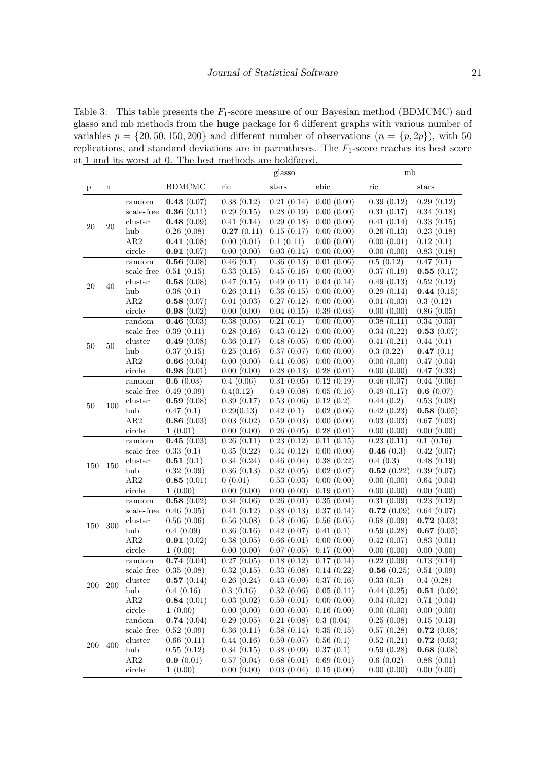Table 3: This table presents the $F_1$-score measure of our Bayesian method (BDMCMC) and glasso and mb methods from the **huge** package for 6 different graphs with various number of variables $p = \{20, 50, 150, 200\}$ and different number of observations ($n = \{p, 2p\}$), with 50 replications, and standard deviations are in parentheses. The $F_1$-score reaches its best score at 1 and its worst at 0. The best methods are boldfaced.

| | | | | glasso | | | mb | |
|---|---|---|---|---|---|---|---|---|
| p | n | | BDMCMC | ric | stars | ebic | ric | stars |
| 20 | 20 | random | **0.43** (0.07) | 0.38 (0.12) | 0.21 (0.14) | 0.00 (0.00) | 0.39 (0.12) | 0.29 (0.12) |
| | | scale-free | **0.36** (0.11) | 0.29 (0.15) | 0.28 (0.19) | 0.00 (0.00) | 0.31 (0.17) | 0.34 (0.18) |
| | | cluster | **0.48** (0.09) | 0.41 (0.14) | 0.29 (0.18) | 0.00 (0.00) | 0.41 (0.14) | 0.33 (0.15) |
| | | hub | 0.26 (0.08) | **0.27** (0.11) | 0.15 (0.17) | 0.00 (0.00) | 0.26 (0.13) | 0.23 (0.18) |
| | | AR2 | **0.41** (0.08) | 0.00 (0.01) | 0.1 (0.11) | 0.00 (0.00) | 0.00 (0.01) | 0.12 (0.1) |
| | | circle | **0.91** (0.07) | 0.00 (0.00) | 0.03 (0.14) | 0.00 (0.00) | 0.00 (0.00) | 0.83 (0.18) |
| 20 | 40 | random | **0.56** (0.08) | 0.46 (0.1) | 0.36 (0.13) | 0.01 (0.06) | 0.5 (0.12) | 0.47 (0.1) |
| | | scale-free | 0.51 (0.15) | 0.33 (0.15) | 0.45 (0.16) | 0.00 (0.00) | 0.37 (0.19) | **0.55** (0.17) |
| | | cluster | **0.58** (0.08) | 0.47 (0.15) | 0.49 (0.11) | 0.04 (0.14) | 0.49 (0.13) | 0.52 (0.12) |
| | | hub | 0.38 (0.1) | 0.26 (0.11) | 0.36 (0.15) | 0.00 (0.00) | 0.29 (0.14) | **0.44** (0.15) |
| | | AR2 | **0.58** (0.07) | 0.01 (0.03) | 0.27 (0.12) | 0.00 (0.00) | 0.01 (0.03) | 0.3 (0.12) |
| | | circle | **0.98** (0.02) | 0.00 (0.00) | 0.04 (0.15) | 0.39 (0.03) | 0.00 (0.00) | 0.86 (0.05) |
| 50 | 50 | random | **0.46** (0.03) | 0.38 (0.05) | 0.21 (0.1) | 0.00 (0.00) | 0.38 (0.11) | 0.34 (0.03) |
| | | scale-free | 0.39 (0.11) | 0.28 (0.16) | 0.43 (0.12) | 0.00 (0.00) | 0.34 (0.22) | **0.53** (0.07) |
| | | cluster | **0.49** (0.08) | 0.36 (0.17) | 0.48 (0.05) | 0.00 (0.00) | 0.41 (0.21) | 0.44 (0.1) |
| | | hub | 0.37 (0.15) | 0.25 (0.16) | 0.37 (0.07) | 0.00 (0.00) | 0.3 (0.22) | **0.47** (0.1) |
| | | AR2 | **0.66** (0.04) | 0.00 (0.00) | 0.41 (0.06) | 0.00 (0.00) | 0.00 (0.00) | 0.47 (0.04) |
| | | circle | **0.98** (0.01) | 0.00 (0.00) | 0.28 (0.13) | 0.28 (0.01) | 0.00 (0.00) | 0.47 (0.33) |
| 50 | 100 | random | **0.6** (0.03) | 0.4 (0.06) | 0.31 (0.05) | 0.12 (0.19) | 0.46 (0.07) | 0.44 (0.06) |
| | | scale-free | 0.49 (0.09) | 0.4(0.12) | 0.49 (0.08) | 0.05 (0.16) | 0.49 (0.17) | **0.6** (0.07) |
| | | cluster | **0.59** (0.08) | 0.39 (0.17) | 0.53 (0.06) | 0.12 (0.2) | 0.44 (0.2) | 0.53 (0.08) |
| | | hub | 0.47 (0.1) | 0.29(0.13) | 0.42 (0.1) | 0.02 (0.06) | 0.42 (0.23) | **0.58** (0.05) |
| | | AR2 | **0.86** (0.03) | 0.03 (0.02) | 0.59 (0.03) | 0.00 (0.00) | 0.03 (0.03) | 0.67 (0.03) |
| | | circle | **1** (0.01) | 0.00 (0.00) | 0.26 (0.05) | 0.28 (0.01) | 0.00 (0.00) | 0.00 (0.00) |
| 150 | 150 | random | **0.45** (0.03) | 0.26 (0.11) | 0.23 (0.12) | 0.11 (0.15) | 0.23 (0.11) | 0.1 (0.16) |
| | | scale-free | 0.33 (0.1) | 0.35 (0.22) | 0.34 (0.12) | 0.00 (0.00) | **0.46** (0.3) | 0.42 (0.07) |
| | | cluster | **0.51** (0.1) | 0.34 (0.24) | 0.46 (0.04) | 0.38 (0.22) | 0.4 (0.3) | 0.48 (0.19) |
| | | hub | 0.32 (0.09) | 0.36 (0.13) | 0.32 (0.05) | 0.02 (0.07) | **0.52** (0.22) | 0.39 (0.07) |
| | | AR2 | **0.85** (0.01) | 0 (0.01) | 0.53 (0.03) | 0.00 (0.00) | 0.00 (0.00) | 0.64 (0.04) |
| | | circle | **1** (0.00) | 0.00 (0.00) | 0.00 (0.00) | 0.19 (0.01) | 0.00 (0.00) | 0.00 (0.00) |
| 150 | 300 | random | **0.58** (0.02) | 0.34 (0.06) | 0.26 (0.01) | 0.35 (0.04) | 0.31 (0.09) | 0.23 (0.12) |
| | | scale-free | 0.46 (0.05) | 0.41 (0.12) | 0.38 (0.13) | 0.37 (0.14) | **0.72** (0.09) | 0.64 (0.07) |
| | | cluster | 0.56 (0.06) | 0.56 (0.08) | 0.58 (0.06) | 0.56 (0.05) | 0.68 (0.09) | **0.72** (0.03) |
| | | hub | 0.4 (0.09) | 0.36 (0.16) | 0.42 (0.07) | 0.41 (0.1) | 0.59 (0.28) | **0.67** (0.05) |
| | | AR2 | **0.91** (0.02) | 0.38 (0.05) | 0.66 (0.01) | 0.00 (0.00) | 0.42 (0.07) | 0.83 (0.01) |
| | | circle | **1** (0.00) | 0.00 (0.00) | 0.07 (0.05) | 0.17 (0.00) | 0.00 (0.00) | 0.00 (0.00) |
| 200 | 200 | random | **0.74** (0.04) | 0.27 (0.05) | 0.18 (0.12) | 0.17 (0.14) | 0.22 (0.09) | 0.13 (0.14) |
| | | scale-free | 0.35 (0.08) | 0.32 (0.15) | 0.33 (0.08) | 0.14 (0.22) | **0.56** (0.25) | 0.51 (0.09) |
| | | cluster | **0.57** (0.14) | 0.26 (0.24) | 0.43 (0.09) | 0.37 (0.16) | 0.33 (0.3) | 0.4 (0.28) |
| | | hub | 0.4 (0.16) | 0.3 (0.16) | 0.32 (0.06) | 0.05 (0.11) | 0.44 (0.25) | **0.51** (0.09) |
| | | AR2 | **0.84** (0.01) | 0.03 (0.02) | 0.59 (0.01) | 0.00 (0.00) | 0.04 (0.02) | 0.71 (0.04) |
| | | circle | **1** (0.00) | 0.00 (0.00) | 0.00 (0.00) | 0.16 (0.00) | 0.00 (0.00) | 0.00 (0.00) |
| 200 | 400 | random | **0.74** (0.04) | 0.29 (0.05) | 0.21 (0.08) | 0.3 (0.04) | 0.25 (0.08) | 0.15 (0.13) |
| | | scale-free | 0.52 (0.09) | 0.36 (0.11) | 0.38 (0.14) | 0.35 (0.15) | 0.57 (0.28) | **0.72** (0.08) |
| | | cluster | 0.66 (0.11) | 0.44 (0.16) | 0.59 (0.07) | 0.56 (0.1) | 0.52 (0.21) | **0.72** (0.03) |
| | | hub | 0.55 (0.12) | 0.34 (0.15) | 0.38 (0.09) | 0.37 (0.1) | 0.59 (0.28) | **0.68** (0.08) |
| | | AR2 | **0.9** (0.01) | 0.57 (0.04) | 0.68 (0.01) | 0.69 (0.01) | 0.6 (0.02) | 0.88 (0.01) |
| | | circle | **1** (0.00) | 0.00 (0.00) | 0.03 (0.04) | 0.15 (0.00) | 0.00 (0.00) | 0.00 (0.00) |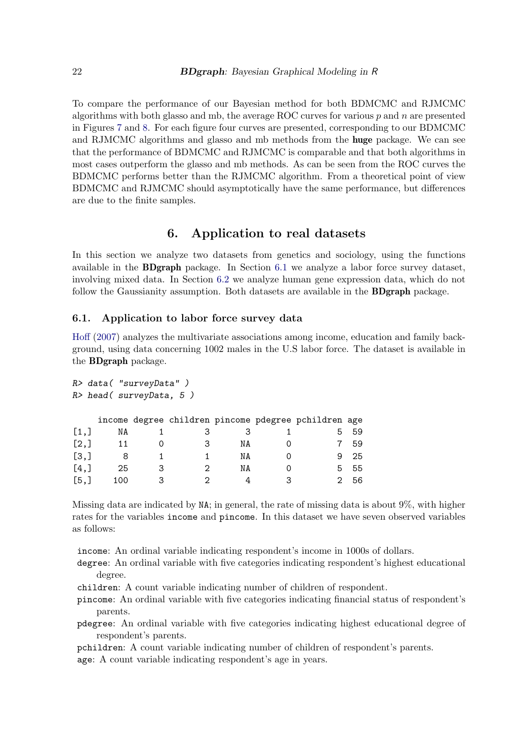To compare the performance of our Bayesian method for both BDMCMC and RJMCMC algorithms with both glasso and mb, the average ROC curves for various $p$ and $n$ are presented in Figures 7 and 8. For each figure four curves are presented, corresponding to our BDMCMC and RJMCMC algorithms and glasso and mb methods from the **huge** package. We can see that the performance of BDMCMC and RJMCMC is comparable and that both algorithms in most cases outperform the glasso and mb methods. As can be seen from the ROC curves the BDMCMC performs better than the RJMCMC algorithm. From a theoretical point of view BDMCMC and RJMCMC should asymptotically have the same performance, but differences are due to the finite samples.

# 6. Application to real datasets

In this section we analyze two datasets from genetics and sociology, using the functions available in the **BDgraph** package. In Section 6.1 we analyze a labor force survey dataset, involving mixed data. In Section 6.2 we analyze human gene expression data, which do not follow the Gaussianity assumption. Both datasets are available in the **BDgraph** package.

## 6.1. Application to labor force survey data

Hoff (2007) analyzes the multivariate associations among income, education and family background, using data concerning 1002 males in the U.S labor force. The dataset is available in the **BDgraph** package.

```
R> data( "surveyData" )
R> head( surveyData, 5 )

     income degree children pincome pdegree pchildren age
[1,]     NA      1        3       3       1         5  59
[2,]     11      0        3      NA       0         7  59
[3,]      8      1        1      NA       0         9  25
[4,]     25      3        2      NA       0         5  55
[5,]    100      3        2       4       3         2  56
```

Missing data are indicated by `NA`; in general, the rate of missing data is about 9%, with higher rates for the variables `income` and `pincome`. In this dataset we have seven observed variables as follows:

`income`: An ordinal variable indicating respondent's income in 1000s of dollars.

`degree`: An ordinal variable with five categories indicating respondent's highest educational degree.

`children`: A count variable indicating number of children of respondent.

`pincome`: An ordinal variable with five categories indicating financial status of respondent's parents.

`pdegree`: An ordinal variable with five categories indicating highest educational degree of respondent's parents.

`pchildren`: A count variable indicating number of children of respondent's parents.

`age`: A count variable indicating respondent's age in years.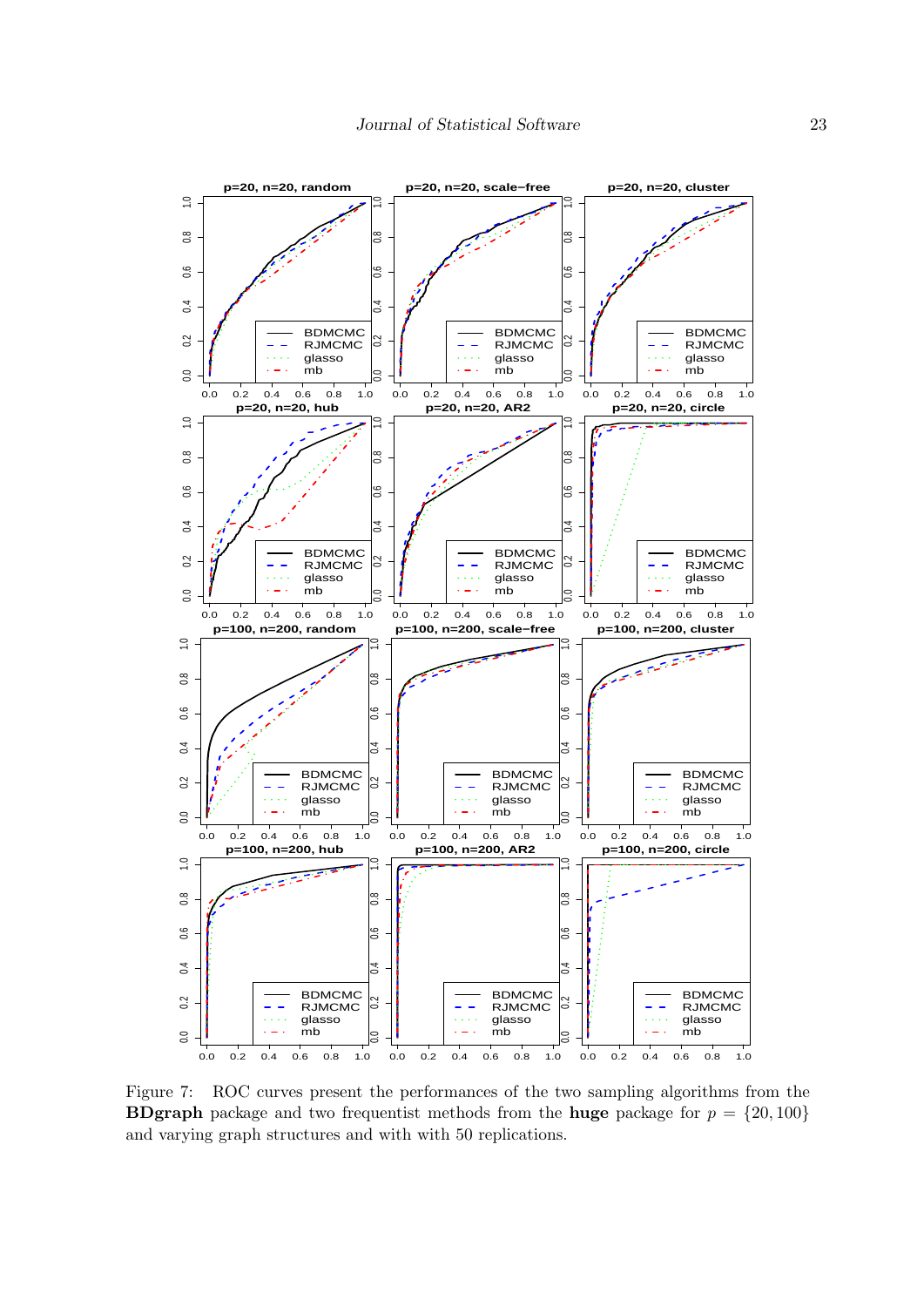Figure 7: ROC curves present the performances of the two sampling algorithms from the **BDgraph** package and two frequentist methods from the **huge** package for $p = \{20, 100\}$ and varying graph structures and with with 50 replications.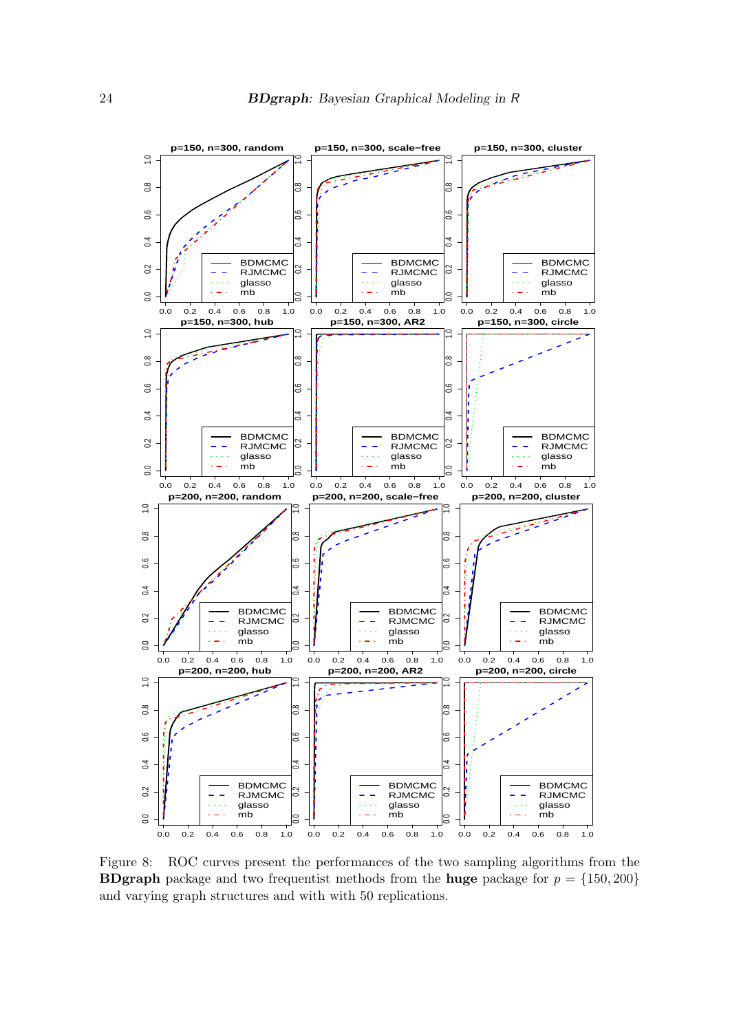Figure 8: ROC curves present the performances of the two sampling algorithms from the **BDgraph** package and two frequentist methods from the **huge** package for $p = \{150, 200\}$ and varying graph structures and with with 50 replications.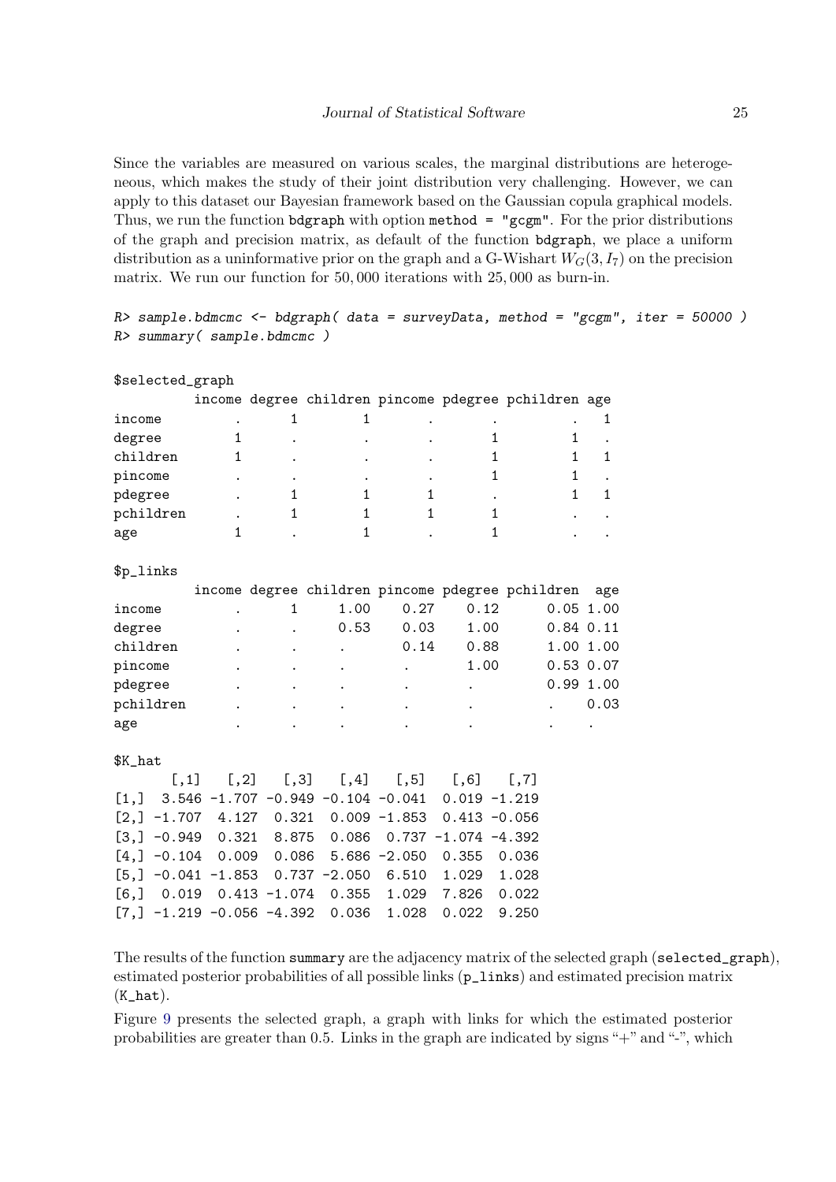Since the variables are measured on various scales, the marginal distributions are heterogeneous, which makes the study of their joint distribution very challenging. However, we can apply to this dataset our Bayesian framework based on the Gaussian copula graphical models. Thus, we run the function bdgraph with option method = "gcgm". For the prior distributions of the graph and precision matrix, as default of the function bdgraph, we place a uniform distribution as a uninformative prior on the graph and a G-Wishart $W_G(3, I_7)$ on the precision matrix. We run our function for 50,000 iterations with 25,000 as burn-in.

```
R> sample.bdmcmc <- bdgraph( data = surveyData, method = "gcgm", iter = 50000 )
R> summary( sample.bdmcmc )
```

```
$selected_graph
          income degree children pincome pdegree pchildren age
income         .      1        1       .       .         .   1
degree         1      .        .       .       1         1   .
children       1      .        .       .       1         1   1
pincome        .      .        .       .       1         1   .
pdegree        .      1        1       1       .         1   1
pchildren      .      1        1       1       1         .   .
age            1      .        1       .       1         .   .

$p_links
          income degree children pincome pdegree pchildren  age
income         .      1     1.00    0.27    0.12      0.05 1.00
degree         .      .     0.53    0.03    1.00      0.84 0.11
children       .      .        .    0.14    0.88      1.00 1.00
pincome        .      .        .       .    1.00      0.53 0.07
pdegree        .      .        .       .       .      0.99 1.00
pchildren      .      .        .       .       .         .  0.03
age            .      .        .       .       .         .     .

$K_hat
       [,1]   [,2]   [,3]   [,4]   [,5]   [,6]   [,7]
[1,]  3.546 -1.707 -0.949 -0.104 -0.041  0.019 -1.219
[2,] -1.707  4.127  0.321  0.009 -1.853  0.413 -0.056
[3,] -0.949  0.321  8.875  0.086  0.737 -1.074 -4.392
[4,] -0.104  0.009  0.086  5.686 -2.050  0.355  0.036
[5,] -0.041 -1.853  0.737 -2.050  6.510  1.029  1.028
[6,]  0.019  0.413 -1.074  0.355  1.029  7.826  0.022
[7,] -1.219 -0.056 -4.392  0.036  1.028  0.022  9.250
```

The results of the function summary are the adjacency matrix of the selected graph (selected_graph), estimated posterior probabilities of all possible links (p_links) and estimated precision matrix (K_hat).

Figure 9 presents the selected graph, a graph with links for which the estimated posterior probabilities are greater than 0.5. Links in the graph are indicated by signs "+" and "-", which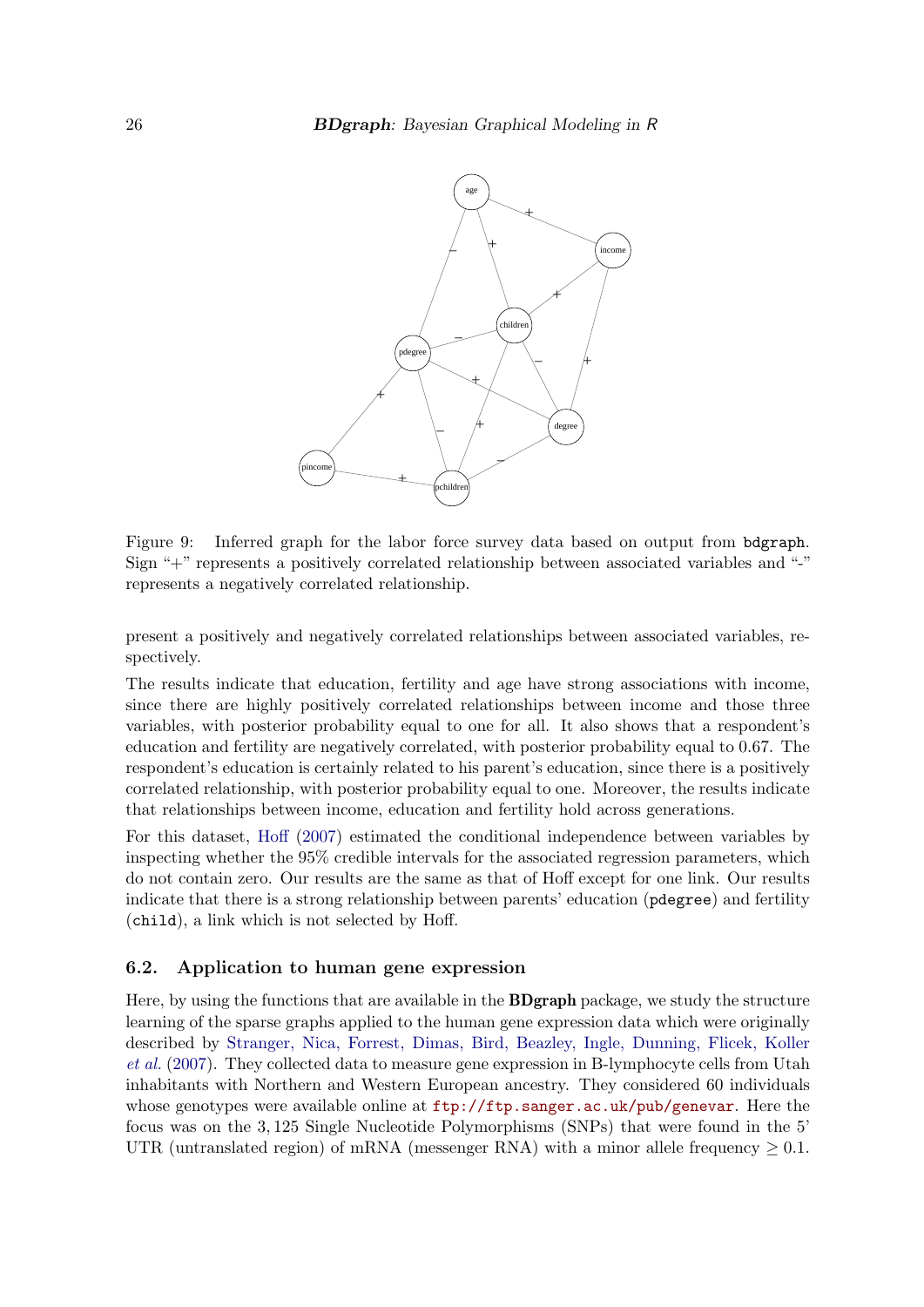Figure 9: Inferred graph for the labor force survey data based on output from `bdgraph`. Sign "+" represents a positively correlated relationship between associated variables and "-" represents a negatively correlated relationship.

present a positively and negatively correlated relationships between associated variables, respectively.

The results indicate that education, fertility and age have strong associations with income, since there are highly positively correlated relationships between income and those three variables, with posterior probability equal to one for all. It also shows that a respondent's education and fertility are negatively correlated, with posterior probability equal to 0.67. The respondent's education is certainly related to his parent's education, since there is a positively correlated relationship, with posterior probability equal to one. Moreover, the results indicate that relationships between income, education and fertility hold across generations.

For this dataset, Hoff (2007) estimated the conditional independence between variables by inspecting whether the 95% credible intervals for the associated regression parameters, which do not contain zero. Our results are the same as that of Hoff except for one link. Our results indicate that there is a strong relationship between parents' education (`pdegree`) and fertility (`child`), a link which is not selected by Hoff.

### 6.2. Application to human gene expression

Here, by using the functions that are available in the **BDgraph** package, we study the structure learning of the sparse graphs applied to the human gene expression data which were originally described by Stranger, Nica, Forrest, Dimas, Bird, Beazley, Ingle, Dunning, Flicek, Koller *et al.* (2007). They collected data to measure gene expression in B-lymphocyte cells from Utah inhabitants with Northern and Western European ancestry. They considered 60 individuals whose genotypes were available online at ftp://ftp.sanger.ac.uk/pub/genevar. Here the focus was on the 3,125 Single Nucleotide Polymorphisms (SNPs) that were found in the 5' UTR (untranslated region) of mRNA (messenger RNA) with a minor allele frequency $\geq 0.1$.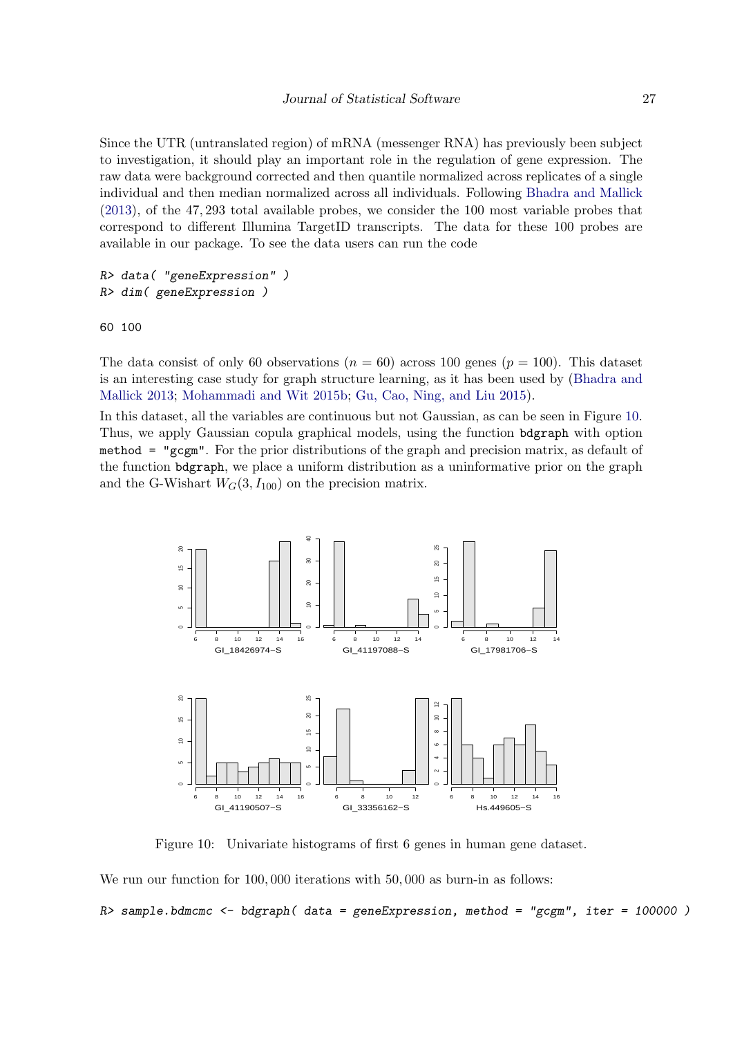Since the UTR (untranslated region) of mRNA (messenger RNA) has previously been subject to investigation, it should play an important role in the regulation of gene expression. The raw data were background corrected and then quantile normalized across replicates of a single individual and then median normalized across all individuals. Following Bhadra and Mallick (2013), of the 47,293 total available probes, we consider the 100 most variable probes that correspond to different Illumina TargetID transcripts. The data for these 100 probes are available in our package. To see the data users can run the code

```
R> data( "geneExpression" )
R> dim( geneExpression )
```

```
60 100
```

The data consist of only 60 observations ($n = 60$) across 100 genes ($p = 100$). This dataset is an interesting case study for graph structure learning, as it has been used by (Bhadra and Mallick 2013; Mohammadi and Wit 2015b; Gu, Cao, Ning, and Liu 2015).

In this dataset, all the variables are continuous but not Gaussian, as can be seen in Figure 10. Thus, we apply Gaussian copula graphical models, using the function `bdgraph` with option `method = "gcgm"`. For the prior distributions of the graph and precision matrix, as default of the function `bdgraph`, we place a uniform distribution as a uninformative prior on the graph and the G-Wishart $W_G(3, I_{100})$ on the precision matrix.

Figure 10: Univariate histograms of first 6 genes in human gene dataset.

We run our function for 100,000 iterations with 50,000 as burn-in as follows:

```
R> sample.bdmcmc <- bdgraph( data = geneExpression, method = "gcgm", iter = 100000 )
```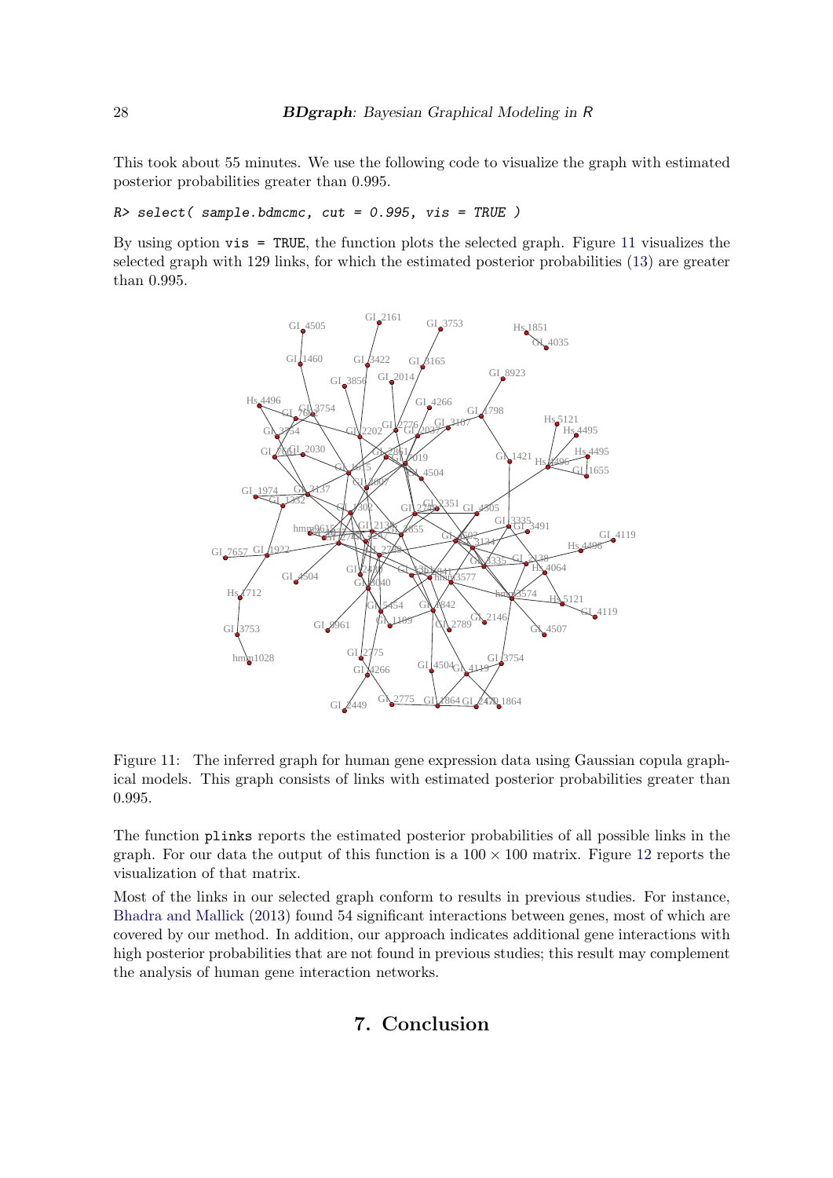This took about 55 minutes. We use the following code to visualize the graph with estimated posterior probabilities greater than 0.995.

```
R> select( sample.bdmcmc, cut = 0.995, vis = TRUE )
```

By using option `vis = TRUE`, the function plots the selected graph. Figure 11 visualizes the selected graph with 129 links, for which the estimated posterior probabilities (13) are greater than 0.995.

Figure 11: The inferred graph for human gene expression data using Gaussian copula graphical models. This graph consists of links with estimated posterior probabilities greater than 0.995.

The function `plinks` reports the estimated posterior probabilities of all possible links in the graph. For our data the output of this function is a $100 \times 100$ matrix. Figure 12 reports the visualization of that matrix.

Most of the links in our selected graph conform to results in previous studies. For instance, Bhadra and Mallick (2013) found 54 significant interactions between genes, most of which are covered by our method. In addition, our approach indicates additional gene interactions with high posterior probabilities that are not found in previous studies; this result may complement the analysis of human gene interaction networks.

## 7. Conclusion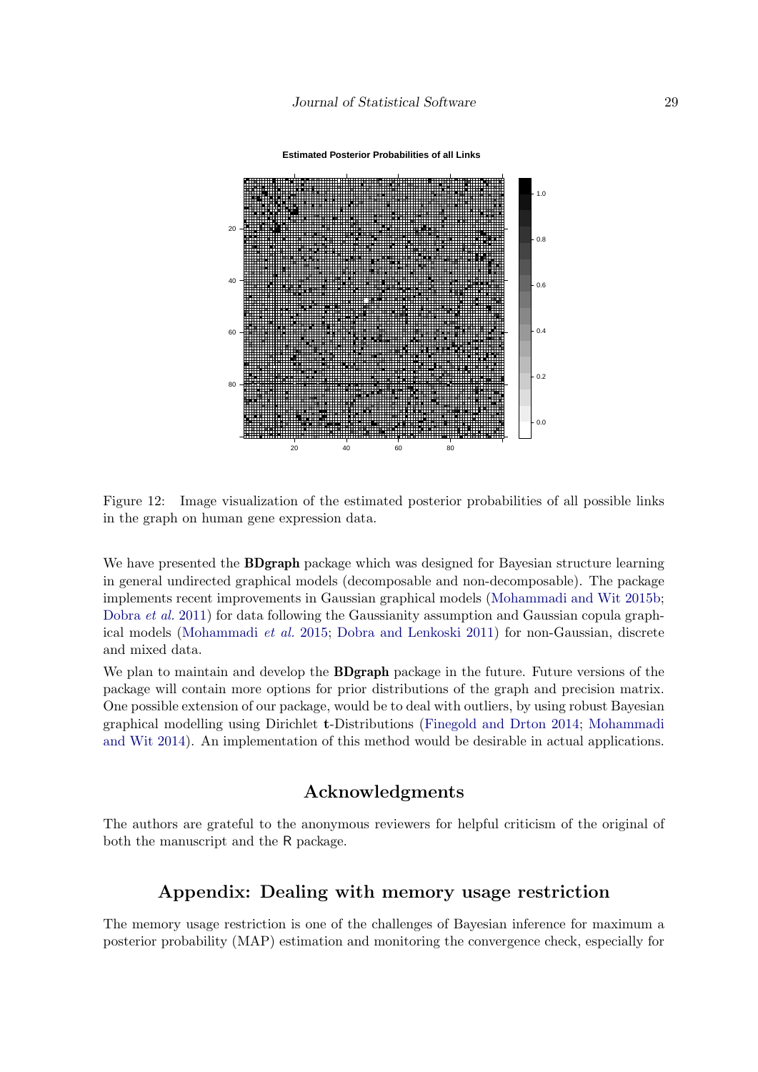Figure 12: Image visualization of the estimated posterior probabilities of all possible links in the graph on human gene expression data.

We have presented the **BDgraph** package which was designed for Bayesian structure learning in general undirected graphical models (decomposable and non-decomposable). The package implements recent improvements in Gaussian graphical models (Mohammadi and Wit 2015b; Dobra *et al.* 2011) for data following the Gaussianity assumption and Gaussian copula graphical models (Mohammadi *et al.* 2015; Dobra and Lenkoski 2011) for non-Gaussian, discrete and mixed data.

We plan to maintain and develop the **BDgraph** package in the future. Future versions of the package will contain more options for prior distributions of the graph and precision matrix. One possible extension of our package, would be to deal with outliers, by using robust Bayesian graphical modelling using Dirichlet **t**-Distributions (Finegold and Drton 2014; Mohammadi and Wit 2014). An implementation of this method would be desirable in actual applications.

## Acknowledgments

The authors are grateful to the anonymous reviewers for helpful criticism of the original of both the manuscript and the R package.

## Appendix: Dealing with memory usage restriction

The memory usage restriction is one of the challenges of Bayesian inference for maximum a posterior probability (MAP) estimation and monitoring the convergence check, especially for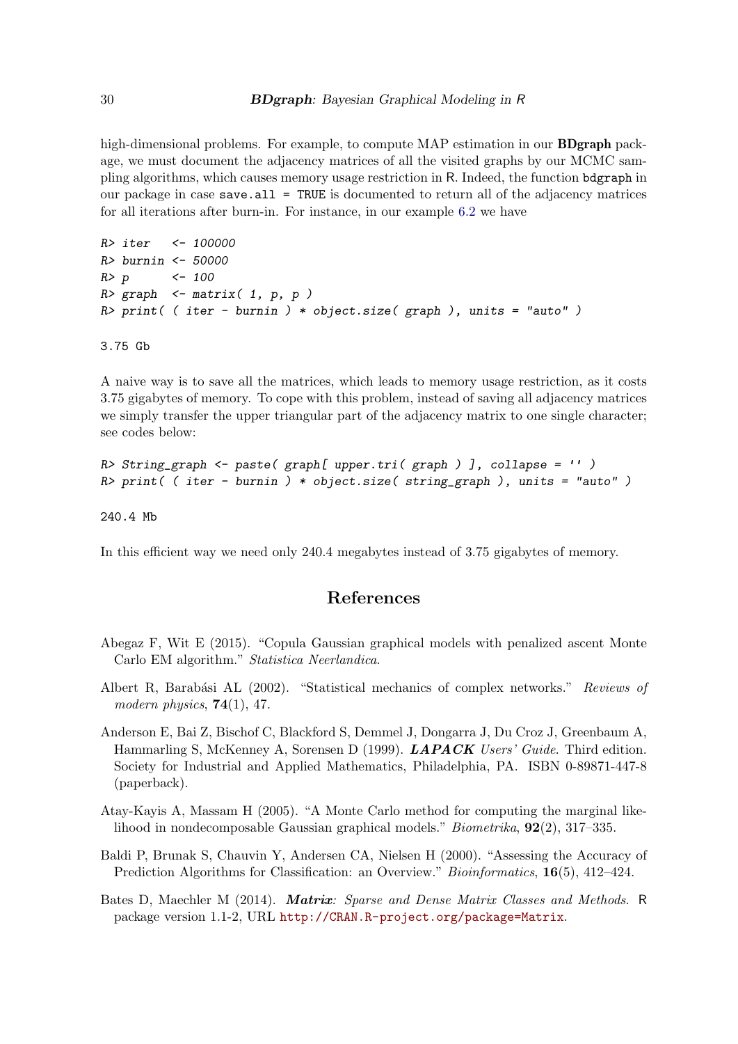high-dimensional problems. For example, to compute MAP estimation in our **BDgraph** package, we must document the adjacency matrices of all the visited graphs by our MCMC sampling algorithms, which causes memory usage restriction in R. Indeed, the function `bdgraph` in our package in case `save.all = TRUE` is documented to return all of the adjacency matrices for all iterations after burn-in. For instance, in our example 6.2 we have

```
R> iter   <- 100000
R> burnin <- 50000
R> p      <- 100
R> graph  <- matrix( 1, p, p )
R> print( ( iter - burnin ) * object.size( graph ), units = "auto" )

3.75 Gb
```

A naive way is to save all the matrices, which leads to memory usage restriction, as it costs 3.75 gigabytes of memory. To cope with this problem, instead of saving all adjacency matrices we simply transfer the upper triangular part of the adjacency matrix to one single character; see codes below:

```
R> String_graph <- paste( graph[ upper.tri( graph ) ], collapse = '' )
R> print( ( iter - burnin ) * object.size( string_graph ), units = "auto" )

240.4 Mb
```

In this efficient way we need only 240.4 megabytes instead of 3.75 gigabytes of memory.

## References

Abegaz F, Wit E (2015). "Copula Gaussian graphical models with penalized ascent Monte Carlo EM algorithm." *Statistica Neerlandica*.

Albert R, Barabási AL (2002). "Statistical mechanics of complex networks." *Reviews of modern physics*, **74**(1), 47.

Anderson E, Bai Z, Bischof C, Blackford S, Demmel J, Dongarra J, Du Croz J, Greenbaum A, Hammarling S, McKenney A, Sorensen D (1999). ***LAPACK** Users' Guide*. Third edition. Society for Industrial and Applied Mathematics, Philadelphia, PA. ISBN 0-89871-447-8 (paperback).

Atay-Kayis A, Massam H (2005). "A Monte Carlo method for computing the marginal likelihood in nondecomposable Gaussian graphical models." *Biometrika*, **92**(2), 317–335.

Baldi P, Brunak S, Chauvin Y, Andersen CA, Nielsen H (2000). "Assessing the Accuracy of Prediction Algorithms for Classification: an Overview." *Bioinformatics*, **16**(5), 412–424.

Bates D, Maechler M (2014). ***Matrix**: Sparse and Dense Matrix Classes and Methods*. R package version 1.1-2, URL http://CRAN.R-project.org/package=Matrix.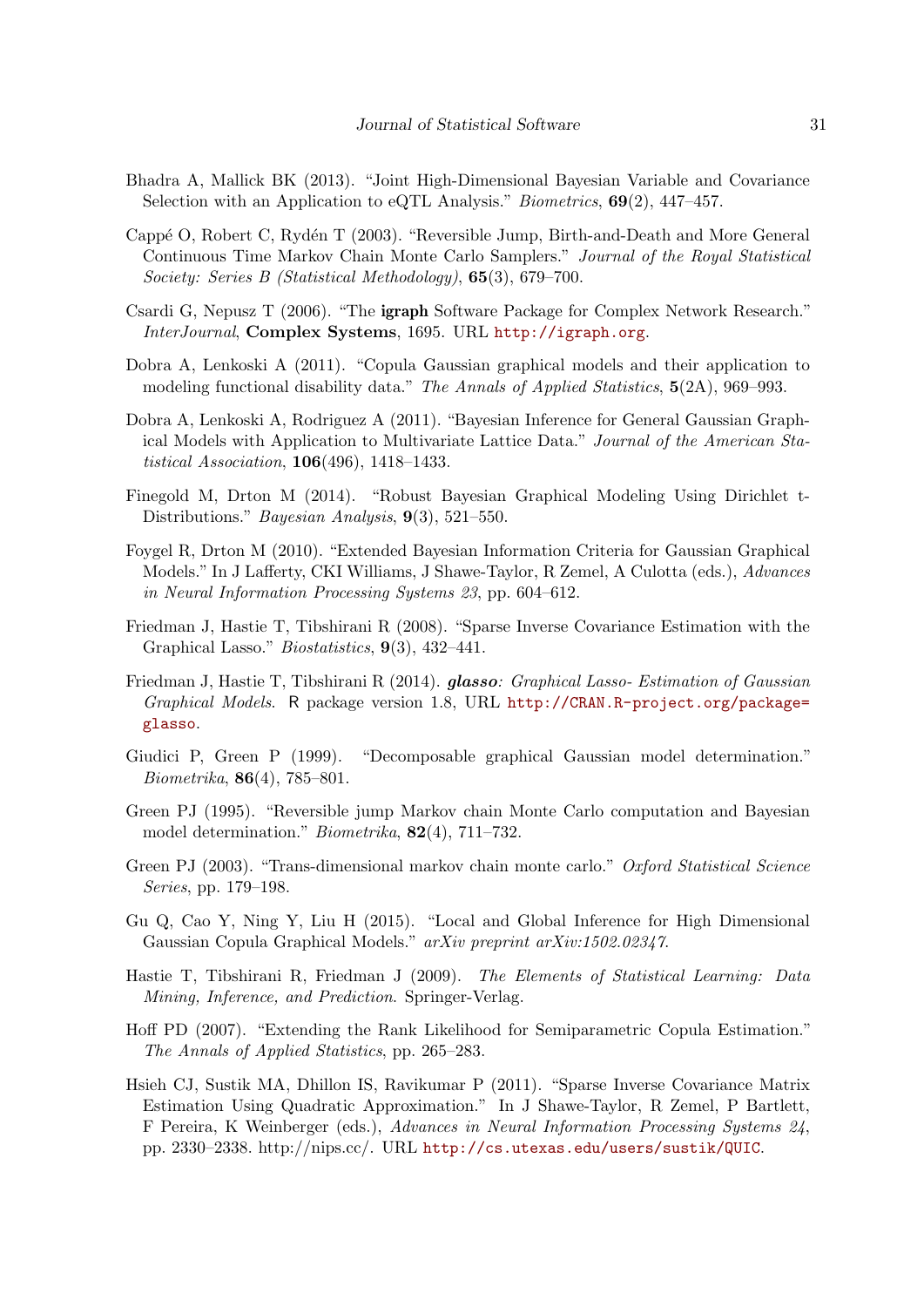Bhadra A, Mallick BK (2013). "Joint High-Dimensional Bayesian Variable and Covariance Selection with an Application to eQTL Analysis." *Biometrics*, **69**(2), 447–457.

Cappé O, Robert C, Rydén T (2003). "Reversible Jump, Birth-and-Death and More General Continuous Time Markov Chain Monte Carlo Samplers." *Journal of the Royal Statistical Society: Series B (Statistical Methodology)*, **65**(3), 679–700.

Csardi G, Nepusz T (2006). "The **igraph** Software Package for Complex Network Research." *InterJournal*, **Complex Systems**, 1695. URL http://igraph.org.

Dobra A, Lenkoski A (2011). "Copula Gaussian graphical models and their application to modeling functional disability data." *The Annals of Applied Statistics*, **5**(2A), 969–993.

Dobra A, Lenkoski A, Rodriguez A (2011). "Bayesian Inference for General Gaussian Graphical Models with Application to Multivariate Lattice Data." *Journal of the American Statistical Association*, **106**(496), 1418–1433.

Finegold M, Drton M (2014). "Robust Bayesian Graphical Modeling Using Dirichlet t-Distributions." *Bayesian Analysis*, **9**(3), 521–550.

Foygel R, Drton M (2010). "Extended Bayesian Information Criteria for Gaussian Graphical Models." In J Lafferty, CKI Williams, J Shawe-Taylor, R Zemel, A Culotta (eds.), *Advances in Neural Information Processing Systems 23*, pp. 604–612.

Friedman J, Hastie T, Tibshirani R (2008). "Sparse Inverse Covariance Estimation with the Graphical Lasso." *Biostatistics*, **9**(3), 432–441.

Friedman J, Hastie T, Tibshirani R (2014). ***glasso**: Graphical Lasso- Estimation of Gaussian Graphical Models*. R package version 1.8, URL http://CRAN.R-project.org/package=glasso.

Giudici P, Green P (1999). "Decomposable graphical Gaussian model determination." *Biometrika*, **86**(4), 785–801.

Green PJ (1995). "Reversible jump Markov chain Monte Carlo computation and Bayesian model determination." *Biometrika*, **82**(4), 711–732.

Green PJ (2003). "Trans-dimensional markov chain monte carlo." *Oxford Statistical Science Series*, pp. 179–198.

Gu Q, Cao Y, Ning Y, Liu H (2015). "Local and Global Inference for High Dimensional Gaussian Copula Graphical Models." *arXiv preprint arXiv:1502.02347*.

Hastie T, Tibshirani R, Friedman J (2009). *The Elements of Statistical Learning: Data Mining, Inference, and Prediction*. Springer-Verlag.

Hoff PD (2007). "Extending the Rank Likelihood for Semiparametric Copula Estimation." *The Annals of Applied Statistics*, pp. 265–283.

Hsieh CJ, Sustik MA, Dhillon IS, Ravikumar P (2011). "Sparse Inverse Covariance Matrix Estimation Using Quadratic Approximation." In J Shawe-Taylor, R Zemel, P Bartlett, F Pereira, K Weinberger (eds.), *Advances in Neural Information Processing Systems 24*, pp. 2330–2338. http://nips.cc/. URL http://cs.utexas.edu/users/sustik/QUIC.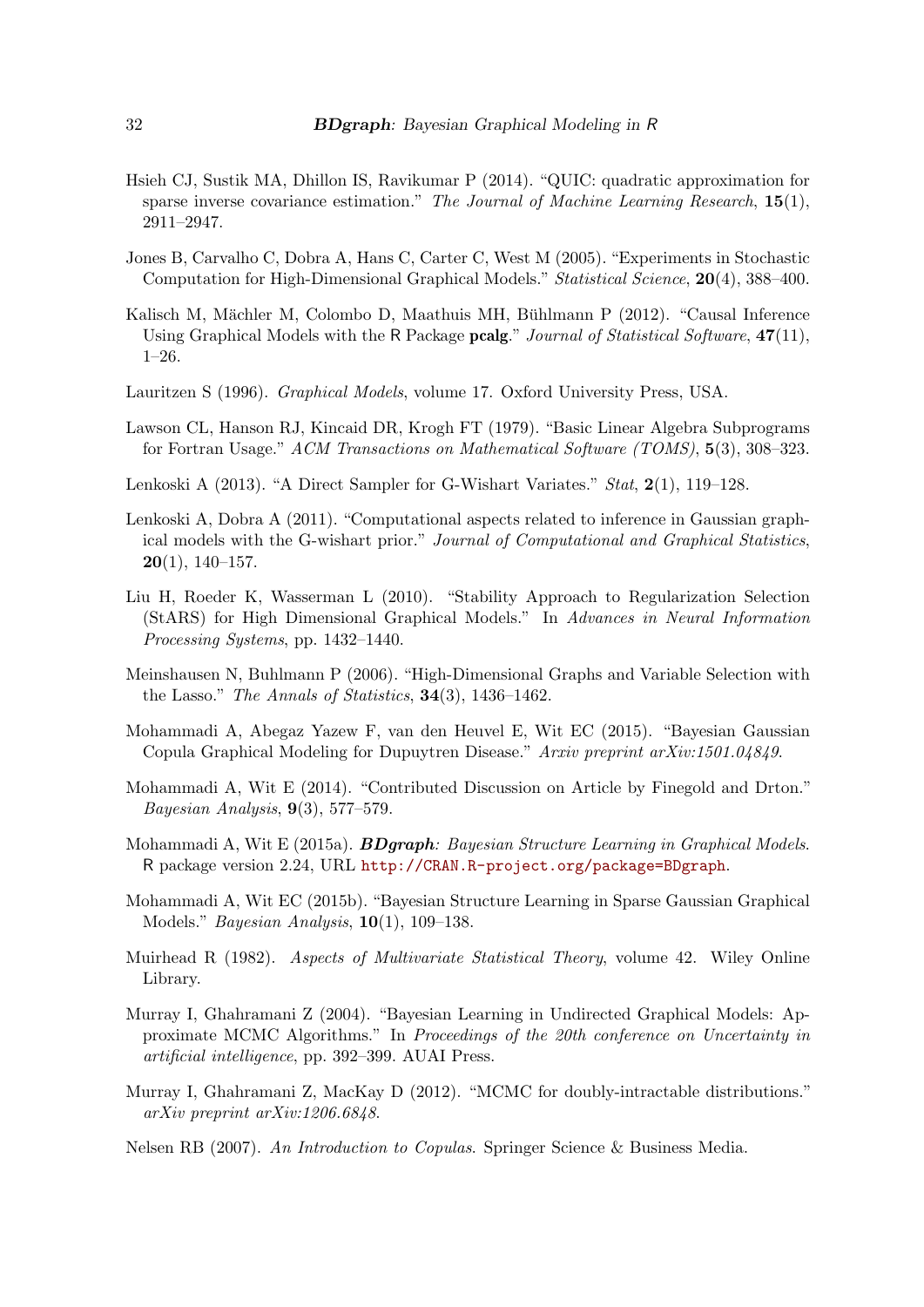Hsieh CJ, Sustik MA, Dhillon IS, Ravikumar P (2014). "QUIC: quadratic approximation for sparse inverse covariance estimation." *The Journal of Machine Learning Research*, **15**(1), 2911–2947.

Jones B, Carvalho C, Dobra A, Hans C, Carter C, West M (2005). "Experiments in Stochastic Computation for High-Dimensional Graphical Models." *Statistical Science*, **20**(4), 388–400.

Kalisch M, Mächler M, Colombo D, Maathuis MH, Bühlmann P (2012). "Causal Inference Using Graphical Models with the R Package **pcalg**." *Journal of Statistical Software*, **47**(11), 1–26.

Lauritzen S (1996). *Graphical Models*, volume 17. Oxford University Press, USA.

Lawson CL, Hanson RJ, Kincaid DR, Krogh FT (1979). "Basic Linear Algebra Subprograms for Fortran Usage." *ACM Transactions on Mathematical Software (TOMS)*, **5**(3), 308–323.

Lenkoski A (2013). "A Direct Sampler for G-Wishart Variates." *Stat*, **2**(1), 119–128.

Lenkoski A, Dobra A (2011). "Computational aspects related to inference in Gaussian graphical models with the G-wishart prior." *Journal of Computational and Graphical Statistics*, **20**(1), 140–157.

Liu H, Roeder K, Wasserman L (2010). "Stability Approach to Regularization Selection (StARS) for High Dimensional Graphical Models." In *Advances in Neural Information Processing Systems*, pp. 1432–1440.

Meinshausen N, Buhlmann P (2006). "High-Dimensional Graphs and Variable Selection with the Lasso." *The Annals of Statistics*, **34**(3), 1436–1462.

Mohammadi A, Abegaz Yazew F, van den Heuvel E, Wit EC (2015). "Bayesian Gaussian Copula Graphical Modeling for Dupuytren Disease." *Arxiv preprint arXiv:1501.04849*.

Mohammadi A, Wit E (2014). "Contributed Discussion on Article by Finegold and Drton." *Bayesian Analysis*, **9**(3), 577–579.

Mohammadi A, Wit E (2015a). ***BDgraph**: Bayesian Structure Learning in Graphical Models*. R package version 2.24, URL http://CRAN.R-project.org/package=BDgraph.

Mohammadi A, Wit EC (2015b). "Bayesian Structure Learning in Sparse Gaussian Graphical Models." *Bayesian Analysis*, **10**(1), 109–138.

Muirhead R (1982). *Aspects of Multivariate Statistical Theory*, volume 42. Wiley Online Library.

Murray I, Ghahramani Z (2004). "Bayesian Learning in Undirected Graphical Models: Approximate MCMC Algorithms." In *Proceedings of the 20th conference on Uncertainty in artificial intelligence*, pp. 392–399. AUAI Press.

Murray I, Ghahramani Z, MacKay D (2012). "MCMC for doubly-intractable distributions." *arXiv preprint arXiv:1206.6848*.

Nelsen RB (2007). *An Introduction to Copulas*. Springer Science & Business Media.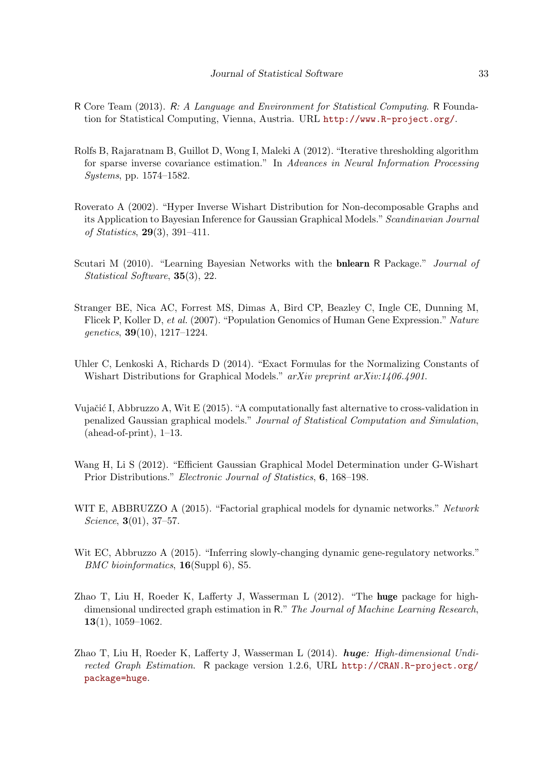R Core Team (2013). *R: A Language and Environment for Statistical Computing*. R Foundation for Statistical Computing, Vienna, Austria. URL http://www.R-project.org/.

Rolfs B, Rajaratnam B, Guillot D, Wong I, Maleki A (2012). "Iterative thresholding algorithm for sparse inverse covariance estimation." In *Advances in Neural Information Processing Systems*, pp. 1574–1582.

Roverato A (2002). "Hyper Inverse Wishart Distribution for Non-decomposable Graphs and its Application to Bayesian Inference for Gaussian Graphical Models." *Scandinavian Journal of Statistics*, **29**(3), 391–411.

Scutari M (2010). "Learning Bayesian Networks with the **bnlearn** R Package." *Journal of Statistical Software*, **35**(3), 22.

Stranger BE, Nica AC, Forrest MS, Dimas A, Bird CP, Beazley C, Ingle CE, Dunning M, Flicek P, Koller D, *et al.* (2007). "Population Genomics of Human Gene Expression." *Nature genetics*, **39**(10), 1217–1224.

Uhler C, Lenkoski A, Richards D (2014). "Exact Formulas for the Normalizing Constants of Wishart Distributions for Graphical Models." *arXiv preprint arXiv:1406.4901*.

Vujačić I, Abbruzzo A, Wit E (2015). "A computationally fast alternative to cross-validation in penalized Gaussian graphical models." *Journal of Statistical Computation and Simulation*, (ahead-of-print), 1–13.

Wang H, Li S (2012). "Efficient Gaussian Graphical Model Determination under G-Wishart Prior Distributions." *Electronic Journal of Statistics*, **6**, 168–198.

WIT E, ABBRUZZO A (2015). "Factorial graphical models for dynamic networks." *Network Science*, **3**(01), 37–57.

Wit EC, Abbruzzo A (2015). "Inferring slowly-changing dynamic gene-regulatory networks." *BMC bioinformatics*, **16**(Suppl 6), S5.

Zhao T, Liu H, Roeder K, Lafferty J, Wasserman L (2012). "The **huge** package for high-dimensional undirected graph estimation in R." *The Journal of Machine Learning Research*, **13**(1), 1059–1062.

Zhao T, Liu H, Roeder K, Lafferty J, Wasserman L (2014). ***huge**: High-dimensional Undirected Graph Estimation*. R package version 1.2.6, URL http://CRAN.R-project.org/package=huge.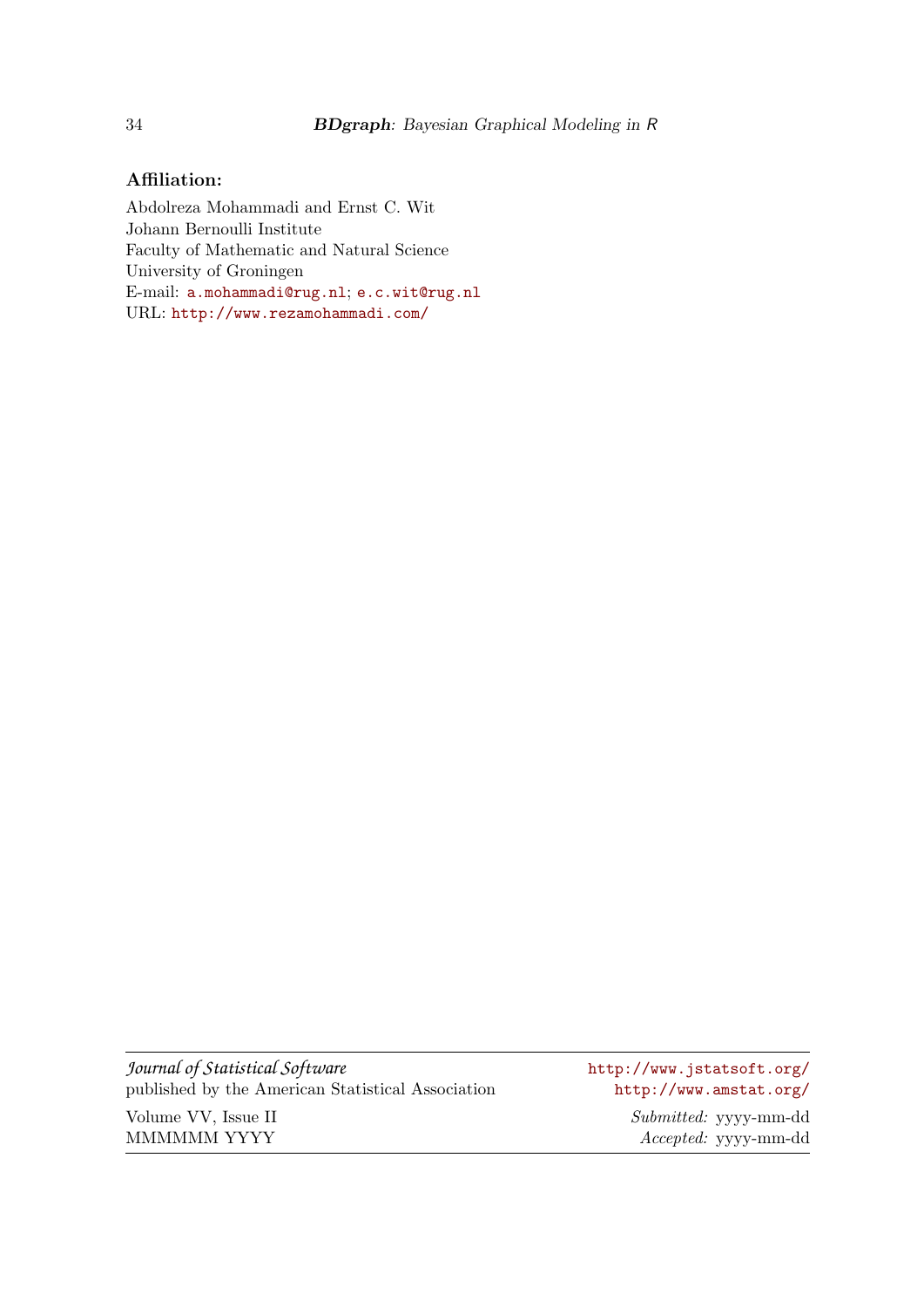**Affiliation:**

Abdolreza Mohammadi and Ernst C. Wit
Johann Bernoulli Institute
Faculty of Mathematic and Natural Science
University of Groningen
E-mail: a.mohammadi@rug.nl; e.c.wit@rug.nl
URL: http://www.rezamohammadi.com/